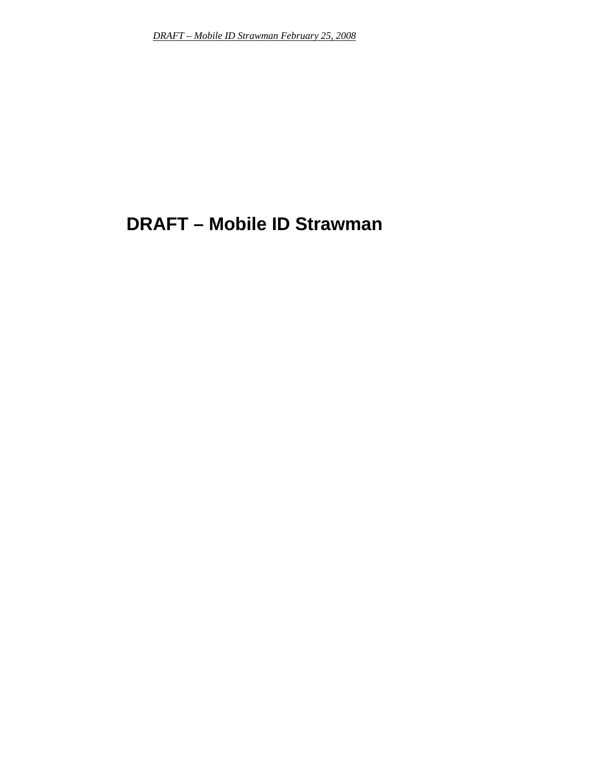# DRAFT – Mobile ID Strawman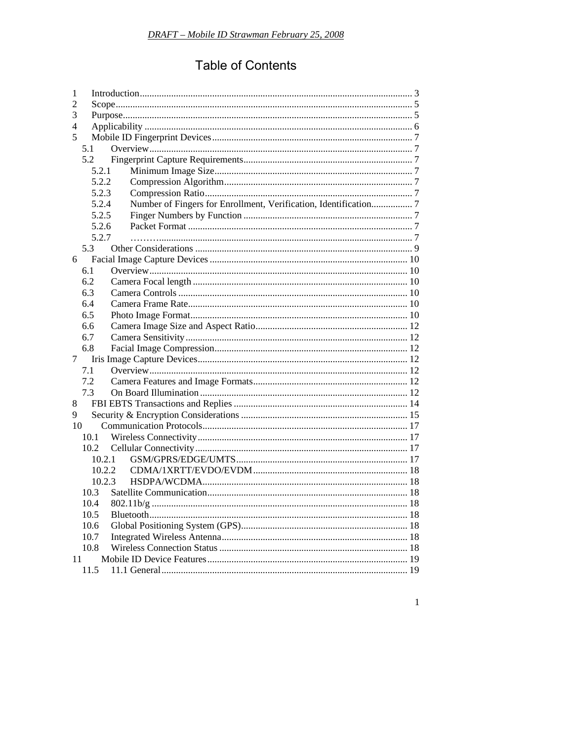# Table of Contents

1 Introduction................................................................................................................ 3
2 Scope.......................................................................................................................... 5
3 Purpose...................................................................................................................... 5
4 Applicability .............................................................................................................. 6
5 Mobile ID Fingerprint Devices.................................................................................. 7
  5.1 Overview............................................................................................................. 7
  5.2 Fingerprint Capture Requirements...................................................................... 7
    5.2.1 Minimum Image Size.................................................................................. 7
    5.2.2 Compression Algorithm.............................................................................. 7
    5.2.3 Compression Ratio...................................................................................... 7
    5.2.4 Number of Fingers for Enrollment, Verification, Identification................. 7
    5.2.5 Finger Numbers by Function ...................................................................... 7
    5.2.6 Packet Format ............................................................................................. 7
    5.2.7 ……….......................................................................................................... 7
  5.3 Other Considerations .......................................................................................... 9
6 Facial Image Capture Devices .................................................................................. 10
  6.1 Overview........................................................................................................... 10
  6.2 Camera Focal length ......................................................................................... 10
  6.3 Camera Controls ............................................................................................... 10
  6.4 Camera Frame Rate........................................................................................... 10
  6.5 Photo Image Format.......................................................................................... 10
  6.6 Camera Image Size and Aspect Ratio............................................................... 12
  6.7 Camera Sensitivity............................................................................................ 12
  6.8 Facial Image Compression................................................................................ 12
7 Iris Image Capture Devices...................................................................................... 12
  7.1 Overview........................................................................................................... 12
  7.2 Camera Features and Image Formats................................................................ 12
  7.3 On Board Illumination ..................................................................................... 12
8 FBI EBTS Transactions and Replies ....................................................................... 14
9 Security & Encryption Considerations .................................................................... 15
10 Communication Protocols.................................................................................... 17
  10.1 Wireless Connectivity....................................................................................... 17
  10.2 Cellular Connectivity....................................................................................... 17
    10.2.1 GSM/GPRS/EDGE/UMTS....................................................................... 17
    10.2.2 CDMA/1XRTT/EVDO/EVDM............................................................... 18
    10.2.3 HSDPA/WCDMA.................................................................................... 18
  10.3 Satellite Communication................................................................................... 18
  10.4 802.11b/g ......................................................................................................... 18
  10.5 Bluetooth.......................................................................................................... 18
  10.6 Global Positioning System (GPS)..................................................................... 18
  10.7 Integrated Wireless Antenna............................................................................. 18
  10.8 Wireless Connection Status ............................................................................. 18
11 Mobile ID Device Features.................................................................................. 19
  11.5 11.1 General...................................................................................................... 19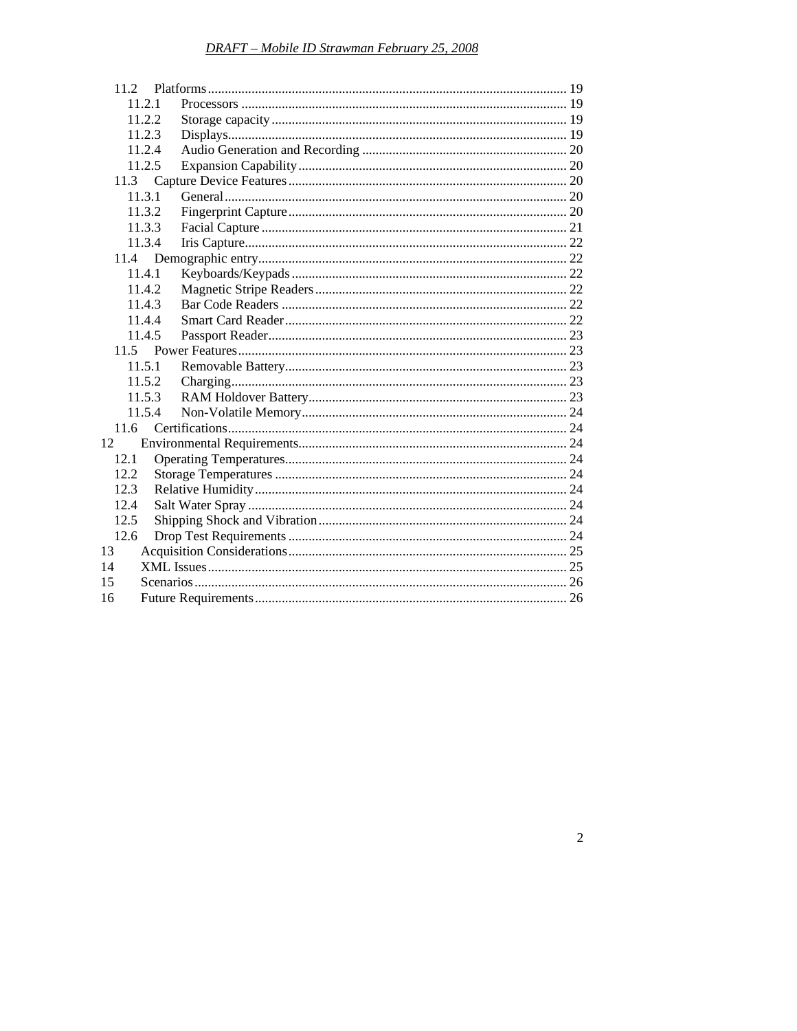11.2 Platforms ... 19
   11.2.1 Processors ... 19
   11.2.2 Storage capacity ... 19
   11.2.3 Displays ... 19
   11.2.4 Audio Generation and Recording ... 20
   11.2.5 Expansion Capability ... 20
11.3 Capture Device Features ... 20
   11.3.1 General ... 20
   11.3.2 Fingerprint Capture ... 20
   11.3.3 Facial Capture ... 21
   11.3.4 Iris Capture ... 22
11.4 Demographic entry ... 22
   11.4.1 Keyboards/Keypads ... 22
   11.4.2 Magnetic Stripe Readers ... 22
   11.4.3 Bar Code Readers ... 22
   11.4.4 Smart Card Reader ... 22
   11.4.5 Passport Reader ... 23
11.5 Power Features ... 23
   11.5.1 Removable Battery ... 23
   11.5.2 Charging ... 23
   11.5.3 RAM Holdover Battery ... 23
   11.5.4 Non-Volatile Memory ... 24
11.6 Certifications ... 24
12 Environmental Requirements ... 24
12.1 Operating Temperatures ... 24
12.2 Storage Temperatures ... 24
12.3 Relative Humidity ... 24
12.4 Salt Water Spray ... 24
12.5 Shipping Shock and Vibration ... 24
12.6 Drop Test Requirements ... 24
13 Acquisition Considerations ... 25
14 XML Issues ... 25
15 Scenarios ... 26
16 Future Requirements ... 26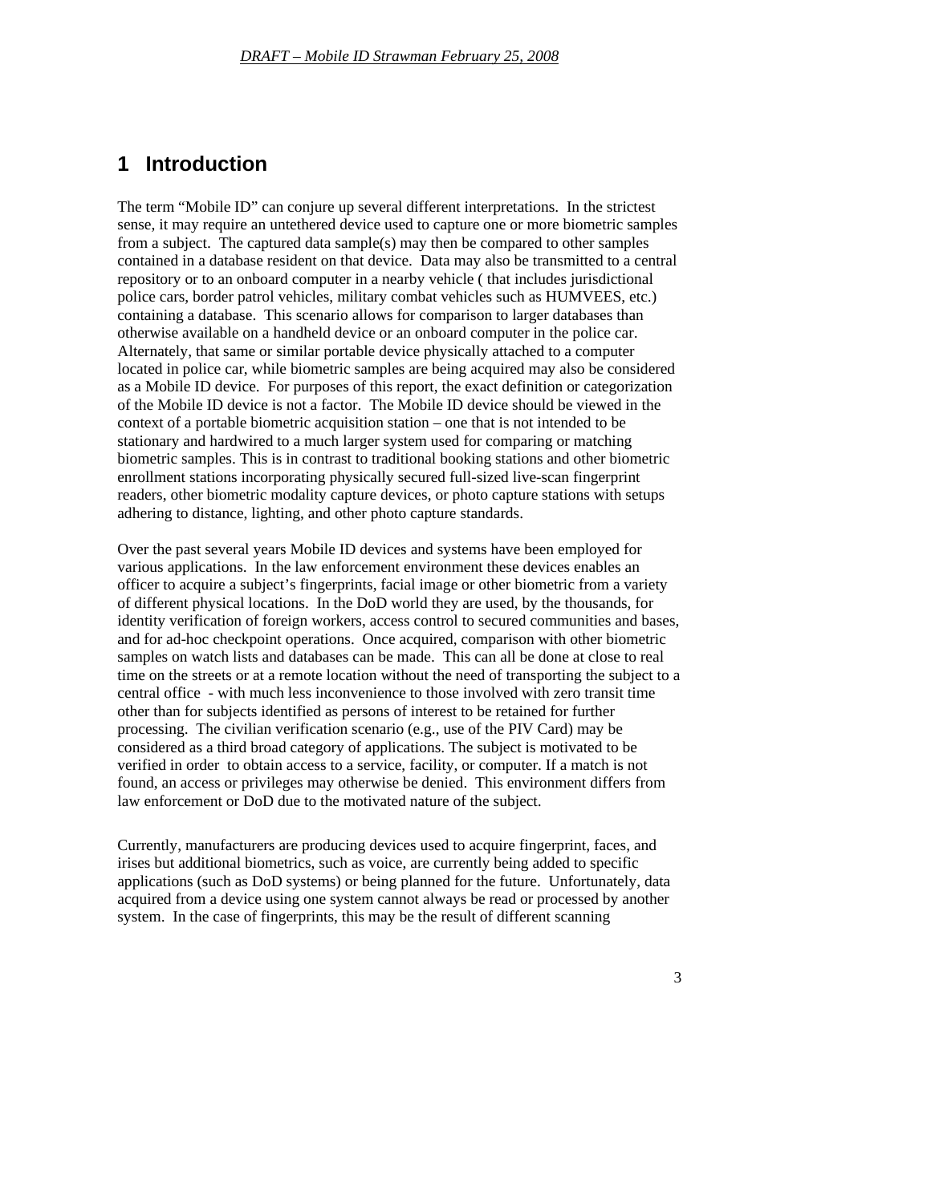# 1 Introduction

The term "Mobile ID" can conjure up several different interpretations. In the strictest sense, it may require an untethered device used to capture one or more biometric samples from a subject. The captured data sample(s) may then be compared to other samples contained in a database resident on that device. Data may also be transmitted to a central repository or to an onboard computer in a nearby vehicle ( that includes jurisdictional police cars, border patrol vehicles, military combat vehicles such as HUMVEES, etc.) containing a database. This scenario allows for comparison to larger databases than otherwise available on a handheld device or an onboard computer in the police car. Alternately, that same or similar portable device physically attached to a computer located in police car, while biometric samples are being acquired may also be considered as a Mobile ID device. For purposes of this report, the exact definition or categorization of the Mobile ID device is not a factor. The Mobile ID device should be viewed in the context of a portable biometric acquisition station – one that is not intended to be stationary and hardwired to a much larger system used for comparing or matching biometric samples. This is in contrast to traditional booking stations and other biometric enrollment stations incorporating physically secured full-sized live-scan fingerprint readers, other biometric modality capture devices, or photo capture stations with setups adhering to distance, lighting, and other photo capture standards.

Over the past several years Mobile ID devices and systems have been employed for various applications. In the law enforcement environment these devices enables an officer to acquire a subject's fingerprints, facial image or other biometric from a variety of different physical locations. In the DoD world they are used, by the thousands, for identity verification of foreign workers, access control to secured communities and bases, and for ad-hoc checkpoint operations. Once acquired, comparison with other biometric samples on watch lists and databases can be made. This can all be done at close to real time on the streets or at a remote location without the need of transporting the subject to a central office - with much less inconvenience to those involved with zero transit time other than for subjects identified as persons of interest to be retained for further processing. The civilian verification scenario (e.g., use of the PIV Card) may be considered as a third broad category of applications. The subject is motivated to be verified in order to obtain access to a service, facility, or computer. If a match is not found, an access or privileges may otherwise be denied. This environment differs from law enforcement or DoD due to the motivated nature of the subject.

Currently, manufacturers are producing devices used to acquire fingerprint, faces, and irises but additional biometrics, such as voice, are currently being added to specific applications (such as DoD systems) or being planned for the future. Unfortunately, data acquired from a device using one system cannot always be read or processed by another system. In the case of fingerprints, this may be the result of different scanning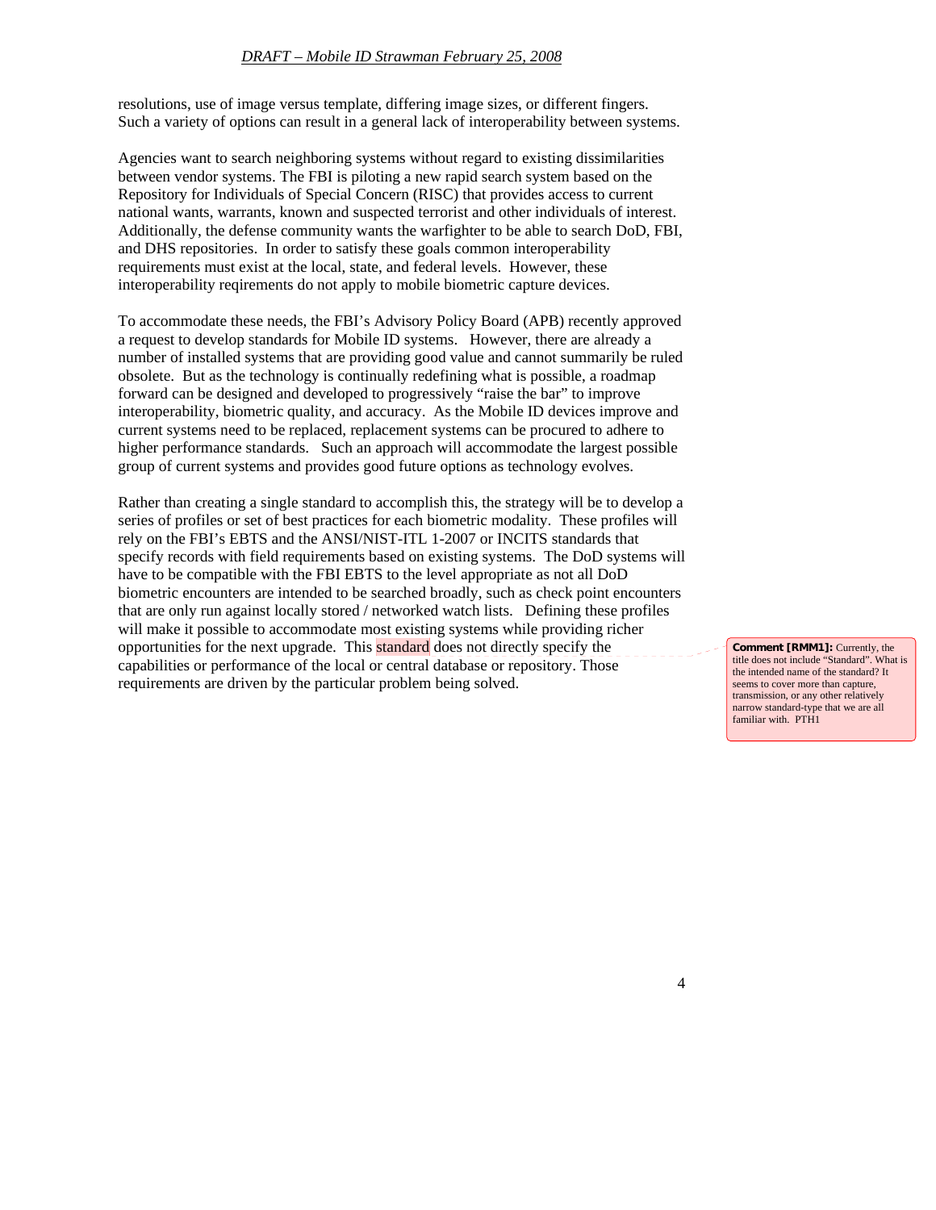resolutions, use of image versus template, differing image sizes, or different fingers. Such a variety of options can result in a general lack of interoperability between systems.

Agencies want to search neighboring systems without regard to existing dissimilarities between vendor systems. The FBI is piloting a new rapid search system based on the Repository for Individuals of Special Concern (RISC) that provides access to current national wants, warrants, known and suspected terrorist and other individuals of interest. Additionally, the defense community wants the warfighter to be able to search DoD, FBI, and DHS repositories. In order to satisfy these goals common interoperability requirements must exist at the local, state, and federal levels. However, these interoperability reqirements do not apply to mobile biometric capture devices.

To accommodate these needs, the FBI's Advisory Policy Board (APB) recently approved a request to develop standards for Mobile ID systems. However, there are already a number of installed systems that are providing good value and cannot summarily be ruled obsolete. But as the technology is continually redefining what is possible, a roadmap forward can be designed and developed to progressively "raise the bar" to improve interoperability, biometric quality, and accuracy. As the Mobile ID devices improve and current systems need to be replaced, replacement systems can be procured to adhere to higher performance standards. Such an approach will accommodate the largest possible group of current systems and provides good future options as technology evolves.

Rather than creating a single standard to accomplish this, the strategy will be to develop a series of profiles or set of best practices for each biometric modality. These profiles will rely on the FBI's EBTS and the ANSI/NIST-ITL 1-2007 or INCITS standards that specify records with field requirements based on existing systems. The DoD systems will have to be compatible with the FBI EBTS to the level appropriate as not all DoD biometric encounters are intended to be searched broadly, such as check point encounters that are only run against locally stored / networked watch lists. Defining these profiles will make it possible to accommodate most existing systems while providing richer opportunities for the next upgrade. This standard does not directly specify the capabilities or performance of the local or central database or repository. Those requirements are driven by the particular problem being solved.

**Comment [RMM1]:** Currently, the title does not include "Standard". What is the intended name of the standard? It seems to cover more than capture, transmission, or any other relatively narrow standard-type that we are all familiar with. PTH1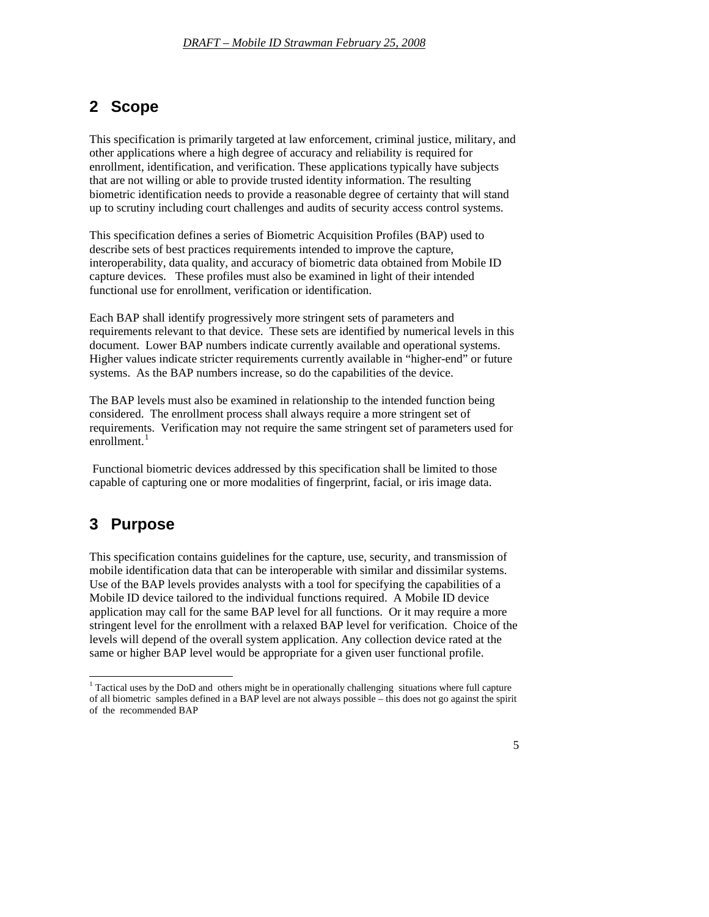## 2 Scope

This specification is primarily targeted at law enforcement, criminal justice, military, and other applications where a high degree of accuracy and reliability is required for enrollment, identification, and verification. These applications typically have subjects that are not willing or able to provide trusted identity information. The resulting biometric identification needs to provide a reasonable degree of certainty that will stand up to scrutiny including court challenges and audits of security access control systems.

This specification defines a series of Biometric Acquisition Profiles (BAP) used to describe sets of best practices requirements intended to improve the capture, interoperability, data quality, and accuracy of biometric data obtained from Mobile ID capture devices. These profiles must also be examined in light of their intended functional use for enrollment, verification or identification.

Each BAP shall identify progressively more stringent sets of parameters and requirements relevant to that device. These sets are identified by numerical levels in this document. Lower BAP numbers indicate currently available and operational systems. Higher values indicate stricter requirements currently available in "higher-end" or future systems. As the BAP numbers increase, so do the capabilities of the device.

The BAP levels must also be examined in relationship to the intended function being considered. The enrollment process shall always require a more stringent set of requirements. Verification may not require the same stringent set of parameters used for enrollment.[1]

Functional biometric devices addressed by this specification shall be limited to those capable of capturing one or more modalities of fingerprint, facial, or iris image data.

## 3 Purpose

This specification contains guidelines for the capture, use, security, and transmission of mobile identification data that can be interoperable with similar and dissimilar systems. Use of the BAP levels provides analysts with a tool for specifying the capabilities of a Mobile ID device tailored to the individual functions required. A Mobile ID device application may call for the same BAP level for all functions. Or it may require a more stringent level for the enrollment with a relaxed BAP level for verification. Choice of the levels will depend of the overall system application. Any collection device rated at the same or higher BAP level would be appropriate for a given user functional profile.

---

[1] Tactical uses by the DoD and others might be in operationally challenging situations where full capture of all biometric samples defined in a BAP level are not always possible – this does not go against the spirit of the recommended BAP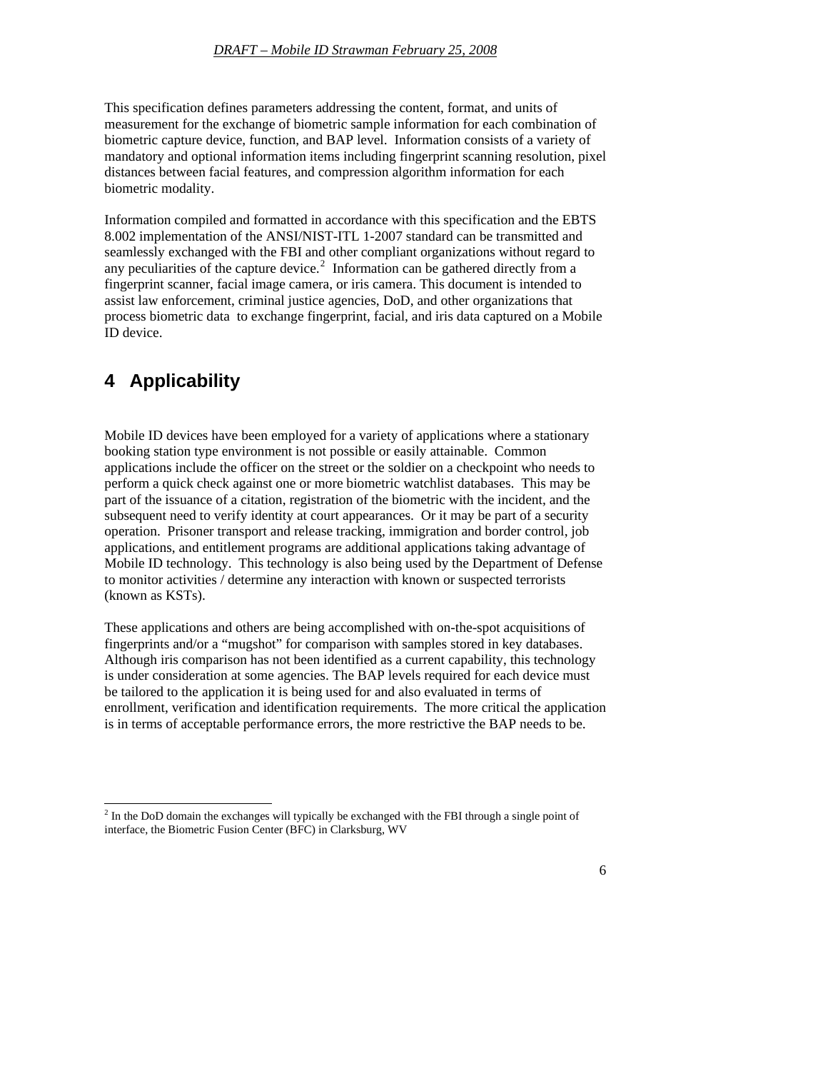This specification defines parameters addressing the content, format, and units of measurement for the exchange of biometric sample information for each combination of biometric capture device, function, and BAP level. Information consists of a variety of mandatory and optional information items including fingerprint scanning resolution, pixel distances between facial features, and compression algorithm information for each biometric modality.

Information compiled and formatted in accordance with this specification and the EBTS 8.002 implementation of the ANSI/NIST-ITL 1-2007 standard can be transmitted and seamlessly exchanged with the FBI and other compliant organizations without regard to any peculiarities of the capture device.[2] Information can be gathered directly from a fingerprint scanner, facial image camera, or iris camera. This document is intended to assist law enforcement, criminal justice agencies, DoD, and other organizations that process biometric data to exchange fingerprint, facial, and iris data captured on a Mobile ID device.

# 4 Applicability

Mobile ID devices have been employed for a variety of applications where a stationary booking station type environment is not possible or easily attainable. Common applications include the officer on the street or the soldier on a checkpoint who needs to perform a quick check against one or more biometric watchlist databases. This may be part of the issuance of a citation, registration of the biometric with the incident, and the subsequent need to verify identity at court appearances. Or it may be part of a security operation. Prisoner transport and release tracking, immigration and border control, job applications, and entitlement programs are additional applications taking advantage of Mobile ID technology. This technology is also being used by the Department of Defense to monitor activities / determine any interaction with known or suspected terrorists (known as KSTs).

These applications and others are being accomplished with on-the-spot acquisitions of fingerprints and/or a "mugshot" for comparison with samples stored in key databases. Although iris comparison has not been identified as a current capability, this technology is under consideration at some agencies. The BAP levels required for each device must be tailored to the application it is being used for and also evaluated in terms of enrollment, verification and identification requirements. The more critical the application is in terms of acceptable performance errors, the more restrictive the BAP needs to be.

[2] In the DoD domain the exchanges will typically be exchanged with the FBI through a single point of interface, the Biometric Fusion Center (BFC) in Clarksburg, WV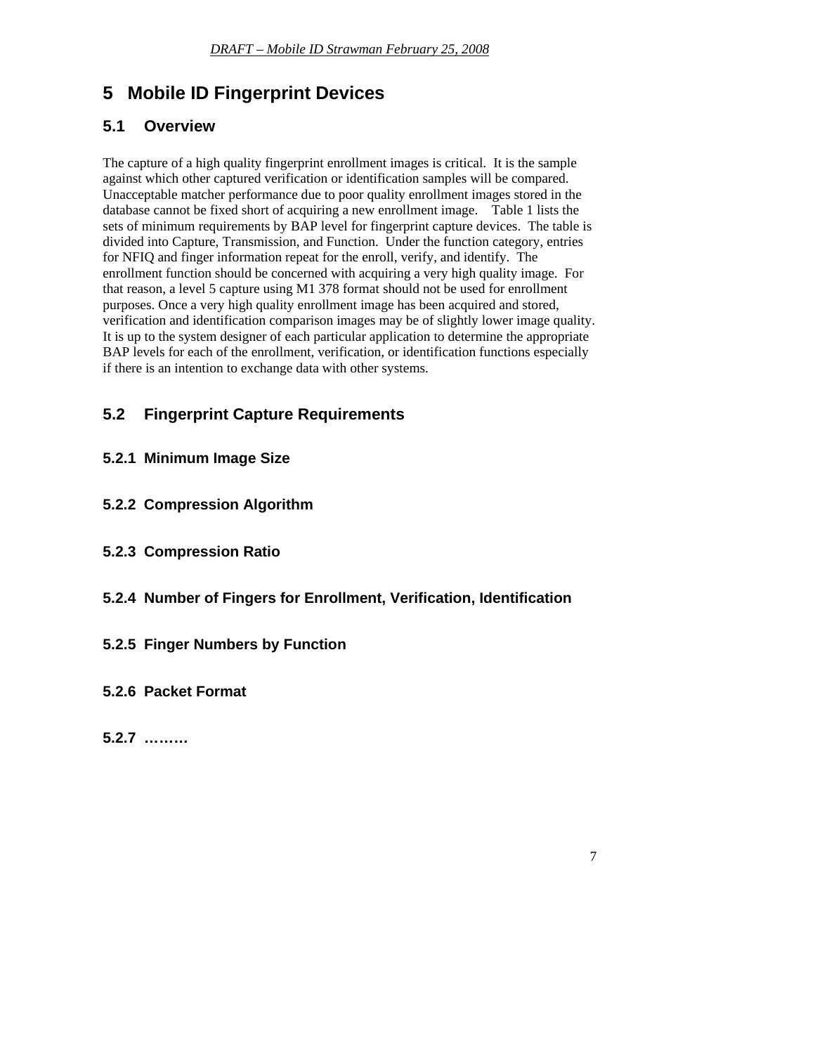# 5 Mobile ID Fingerprint Devices

## 5.1 Overview

The capture of a high quality fingerprint enrollment images is critical. It is the sample against which other captured verification or identification samples will be compared. Unacceptable matcher performance due to poor quality enrollment images stored in the database cannot be fixed short of acquiring a new enrollment image. Table 1 lists the sets of minimum requirements by BAP level for fingerprint capture devices. The table is divided into Capture, Transmission, and Function. Under the function category, entries for NFIQ and finger information repeat for the enroll, verify, and identify. The enrollment function should be concerned with acquiring a very high quality image. For that reason, a level 5 capture using M1 378 format should not be used for enrollment purposes. Once a very high quality enrollment image has been acquired and stored, verification and identification comparison images may be of slightly lower image quality. It is up to the system designer of each particular application to determine the appropriate BAP levels for each of the enrollment, verification, or identification functions especially if there is an intention to exchange data with other systems.

## 5.2 Fingerprint Capture Requirements

### 5.2.1 Minimum Image Size

### 5.2.2 Compression Algorithm

### 5.2.3 Compression Ratio

### 5.2.4 Number of Fingers for Enrollment, Verification, Identification

### 5.2.5 Finger Numbers by Function

### 5.2.6 Packet Format

### 5.2.7 ………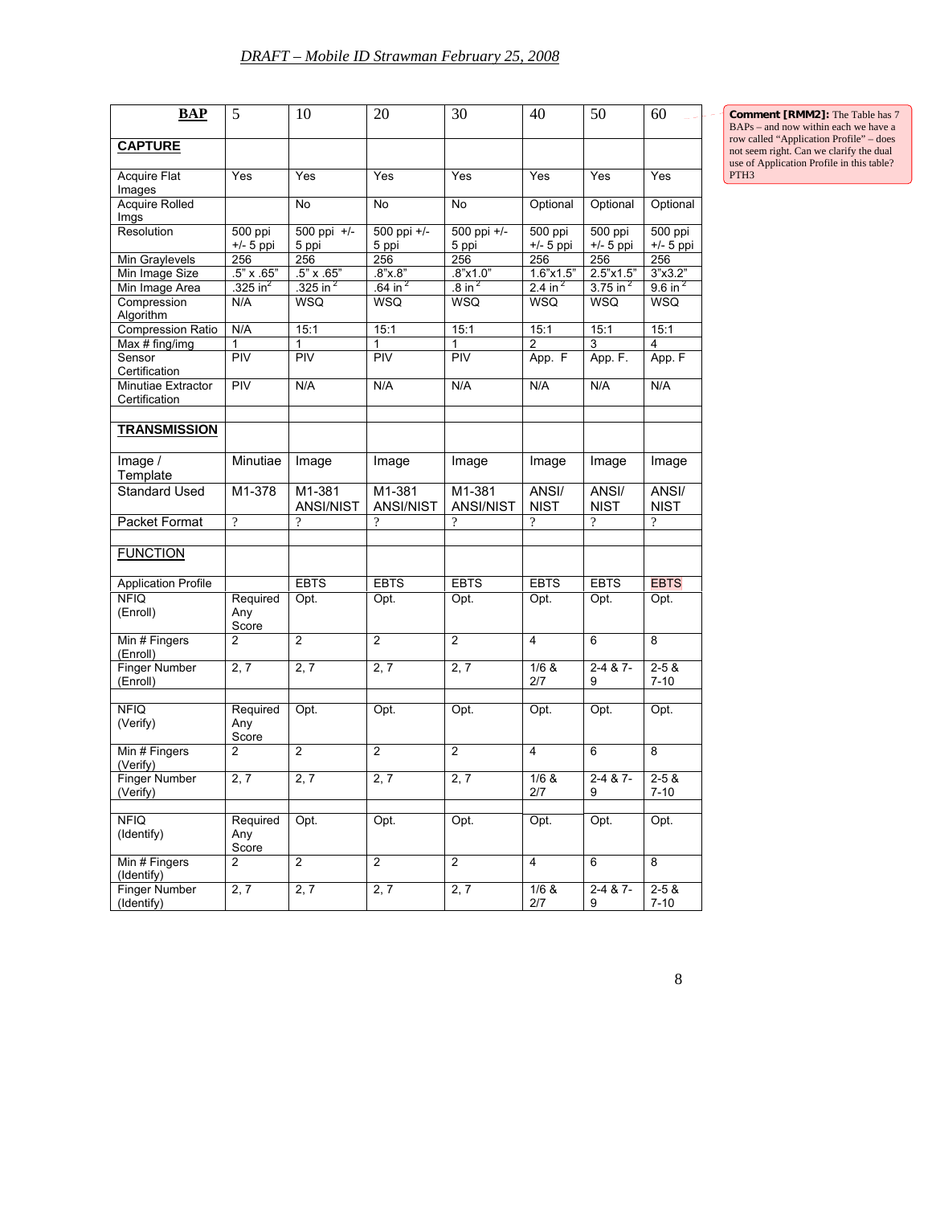| **BAP** | 5 | 10 | 20 | 30 | 40 | 50 | 60 |
|---|---|---|---|---|---|---|---|
| **CAPTURE** | | | | | | | |
| Acquire Flat Images | Yes | Yes | Yes | Yes | Yes | Yes | Yes |
| Acquire Rolled Imgs | | No | No | No | Optional | Optional | Optional |
| Resolution | 500 ppi +/- 5 ppi | 500 ppi +/- 5 ppi | 500 ppi +/- 5 ppi | 500 ppi +/- 5 ppi | 500 ppi +/- 5 ppi | 500 ppi +/- 5 ppi | 500 ppi +/- 5 ppi |
| Min Graylevels | 256 | 256 | 256 | 256 | 256 | 256 | 256 |
| Min Image Size | .5" x .65" | .5" x .65" | .8"x.8" | .8"x1.0" | 1.6"x1.5" | 2.5"x1.5" | 3"x3.2" |
| Min Image Area | .325 $in^2$ | .325 $in^2$ | .64 $in^2$ | .8 $in^2$ | 2.4 $in^2$ | 3.75 $in^2$ | 9.6 $in^2$ |
| Compression Algorithm | N/A | WSQ | WSQ | WSQ | WSQ | WSQ | WSQ |
| Compression Ratio | N/A | 15:1 | 15:1 | 15:1 | 15:1 | 15:1 | 15:1 |
| Max # fing/img | 1 | 1 | 1 | 1 | 2 | 3 | 4 |
| Sensor Certification | PIV | PIV | PIV | PIV | App. F | App. F. | App. F |
| Minutiae Extractor Certification | PIV | N/A | N/A | N/A | N/A | N/A | N/A |
| | | | | | | | |
| **TRANSMISSION** | | | | | | | |
| Image / Template | Minutiae | Image | Image | Image | Image | Image | Image |
| Standard Used | M1-378 | M1-381 ANSI/NIST | M1-381 ANSI/NIST | M1-381 ANSI/NIST | ANSI/ NIST | ANSI/ NIST | ANSI/ NIST |
| Packet Format | ? | ? | ? | ? | ? | ? | ? |
| | | | | | | | |
| **FUNCTION** | | | | | | | |
| Application Profile | | EBTS | EBTS | EBTS | EBTS | EBTS | EBTS |
| NFIQ (Enroll) | Required Any Score | Opt. | Opt. | Opt. | Opt. | Opt. | Opt. |
| Min # Fingers (Enroll) | 2 | 2 | 2 | 2 | 4 | 6 | 8 |
| Finger Number (Enroll) | 2, 7 | 2, 7 | 2, 7 | 2, 7 | 1/6 & 2/7 | 2-4 & 7-9 | 2-5 & 7-10 |
| | | | | | | | |
| NFIQ (Verify) | Required Any Score | Opt. | Opt. | Opt. | Opt. | Opt. | Opt. |
| Min # Fingers (Verify) | 2 | 2 | 2 | 2 | 4 | 6 | 8 |
| Finger Number (Verify) | 2, 7 | 2, 7 | 2, 7 | 2, 7 | 1/6 & 2/7 | 2-4 & 7-9 | 2-5 & 7-10 |
| | | | | | | | |
| NFIQ (Identify) | Required Any Score | Opt. | Opt. | Opt. | Opt. | Opt. | Opt. |
| Min # Fingers (Identify) | 2 | 2 | 2 | 2 | 4 | 6 | 8 |
| Finger Number (Identify) | 2, 7 | 2, 7 | 2, 7 | 2, 7 | 1/6 & 2/7 | 2-4 & 7-9 | 2-5 & 7-10 |

**Comment [RMM2]:** The Table has 7 BAPs – and now within each we have a row called "Application Profile" – does not seem right. Can we clarify the dual use of Application Profile in this table? PTH3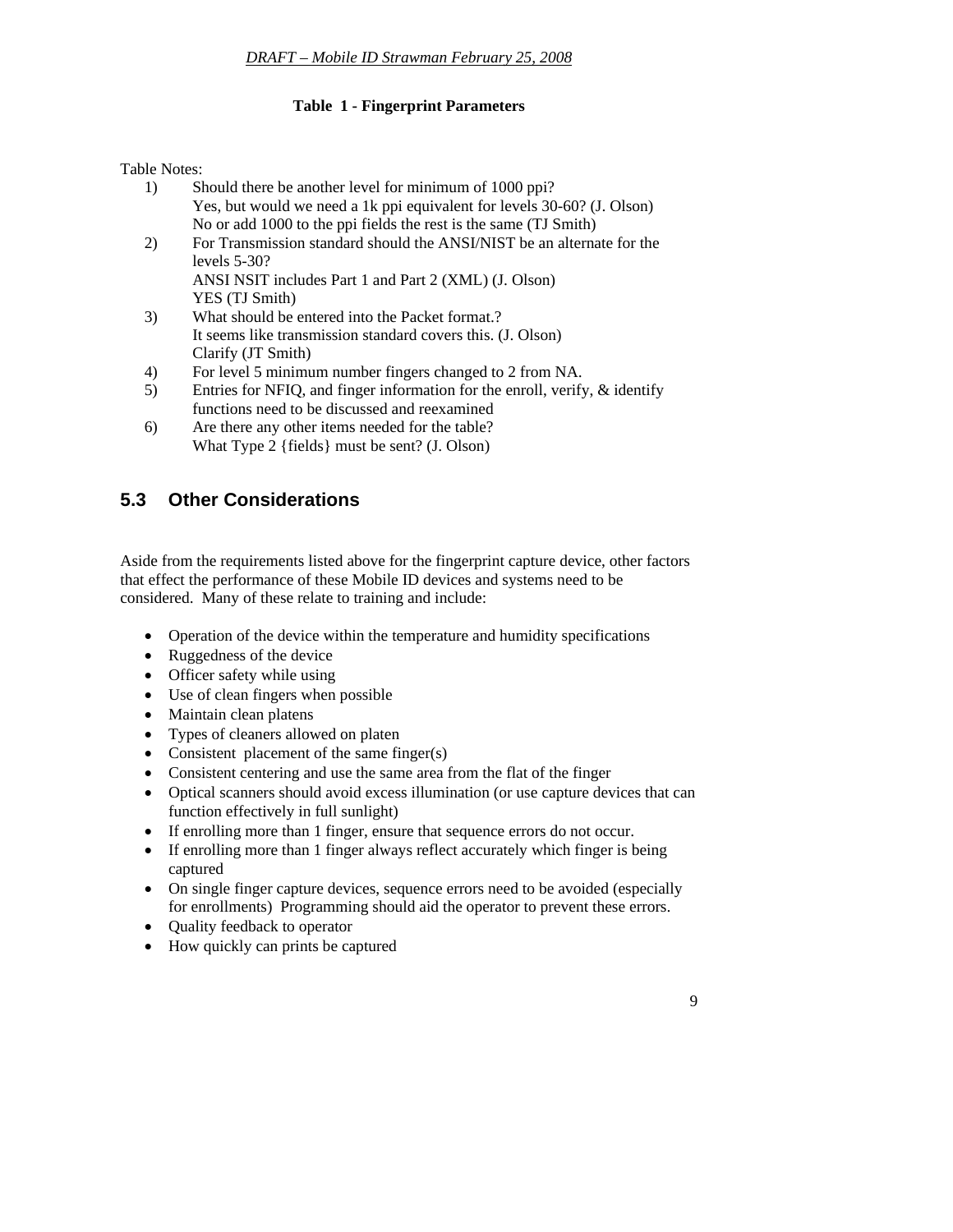**Table 1 - Fingerprint Parameters**

Table Notes:

1) Should there be another level for minimum of 1000 ppi?
   Yes, but would we need a 1k ppi equivalent for levels 30-60? (J. Olson)
   No or add 1000 to the ppi fields the rest is the same (TJ Smith)
2) For Transmission standard should the ANSI/NIST be an alternate for the levels 5-30?
   ANSI NSIT includes Part 1 and Part 2 (XML) (J. Olson)
   YES (TJ Smith)
3) What should be entered into the Packet format.?
   It seems like transmission standard covers this. (J. Olson)
   Clarify (JT Smith)
4) For level 5 minimum number fingers changed to 2 from NA.
5) Entries for NFIQ, and finger information for the enroll, verify, & identify functions need to be discussed and reexamined
6) Are there any other items needed for the table?
   What Type 2 {fields} must be sent? (J. Olson)

## 5.3 Other Considerations

Aside from the requirements listed above for the fingerprint capture device, other factors that effect the performance of these Mobile ID devices and systems need to be considered. Many of these relate to training and include:

- Operation of the device within the temperature and humidity specifications
- Ruggedness of the device
- Officer safety while using
- Use of clean fingers when possible
- Maintain clean platens
- Types of cleaners allowed on platen
- Consistent placement of the same finger(s)
- Consistent centering and use the same area from the flat of the finger
- Optical scanners should avoid excess illumination (or use capture devices that can function effectively in full sunlight)
- If enrolling more than 1 finger, ensure that sequence errors do not occur.
- If enrolling more than 1 finger always reflect accurately which finger is being captured
- On single finger capture devices, sequence errors need to be avoided (especially for enrollments) Programming should aid the operator to prevent these errors.
- Quality feedback to operator
- How quickly can prints be captured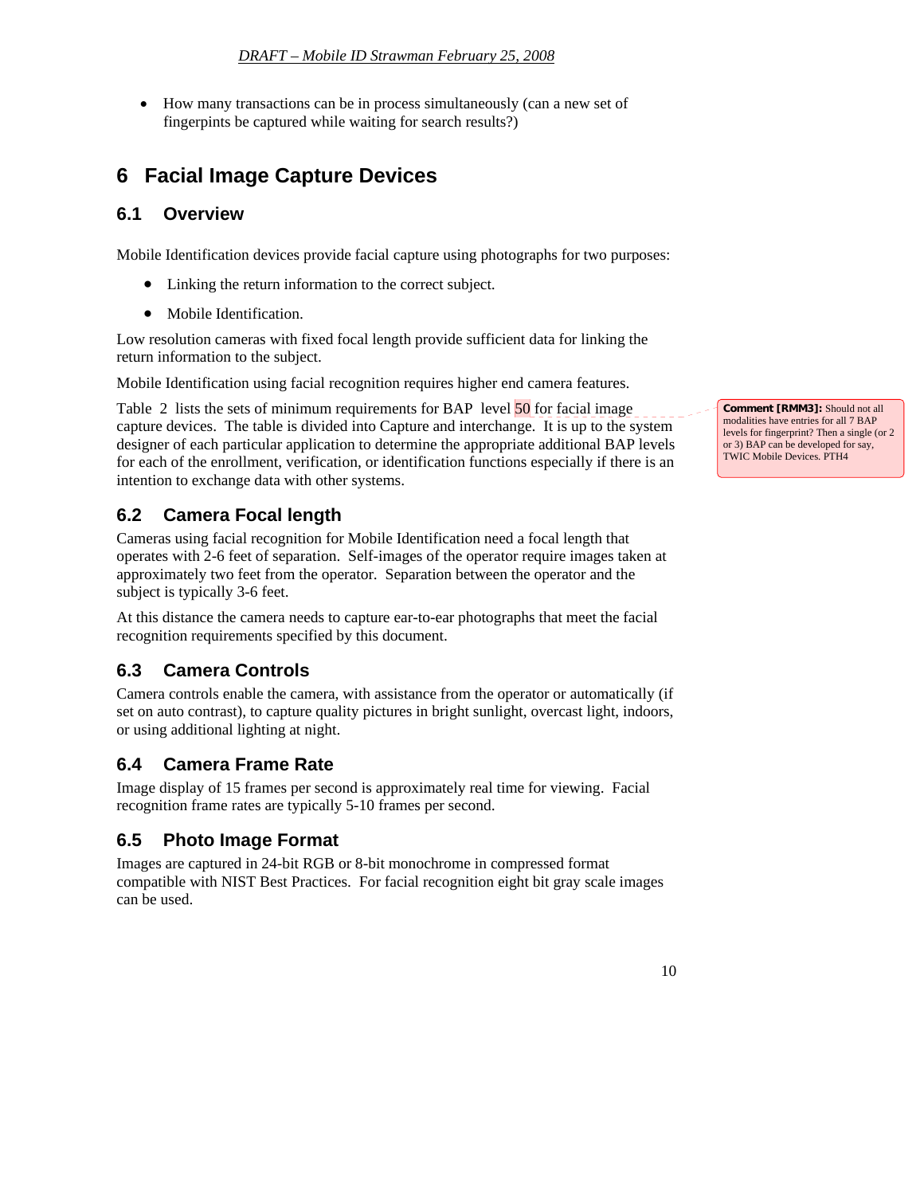- How many transactions can be in process simultaneously (can a new set of fingerpints be captured while waiting for search results?)

# 6 Facial Image Capture Devices

## 6.1 Overview

Mobile Identification devices provide facial capture using photographs for two purposes:

- Linking the return information to the correct subject.
- Mobile Identification.

Low resolution cameras with fixed focal length provide sufficient data for linking the return information to the subject.

Mobile Identification using facial recognition requires higher end camera features.

Table 2 lists the sets of minimum requirements for BAP level 50 for facial image capture devices. The table is divided into Capture and interchange. It is up to the system designer of each particular application to determine the appropriate additional BAP levels for each of the enrollment, verification, or identification functions especially if there is an intention to exchange data with other systems.

**Comment [RMM3]:** Should not all modalities have entries for all 7 BAP levels for fingerprint? Then a single (or 2 or 3) BAP can be developed for say, TWIC Mobile Devices. PTH4

## 6.2 Camera Focal length

Cameras using facial recognition for Mobile Identification need a focal length that operates with 2-6 feet of separation. Self-images of the operator require images taken at approximately two feet from the operator. Separation between the operator and the subject is typically 3-6 feet.

At this distance the camera needs to capture ear-to-ear photographs that meet the facial recognition requirements specified by this document.

## 6.3 Camera Controls

Camera controls enable the camera, with assistance from the operator or automatically (if set on auto contrast), to capture quality pictures in bright sunlight, overcast light, indoors, or using additional lighting at night.

## 6.4 Camera Frame Rate

Image display of 15 frames per second is approximately real time for viewing. Facial recognition frame rates are typically 5-10 frames per second.

## 6.5 Photo Image Format

Images are captured in 24-bit RGB or 8-bit monochrome in compressed format compatible with NIST Best Practices. For facial recognition eight bit gray scale images can be used.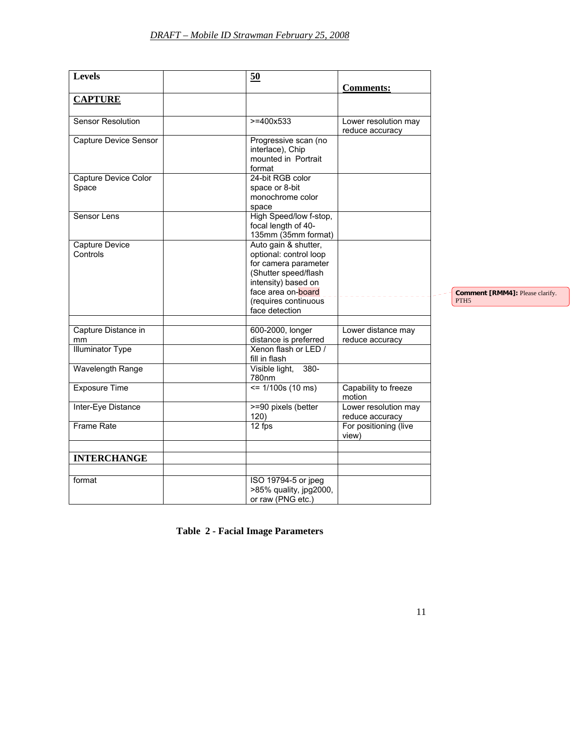| Levels | | 50 | Comments: |
|---|---|---|---|
| **CAPTURE** | | | |
| Sensor Resolution | | >=400x533 | Lower resolution may reduce accuracy |
| Capture Device Sensor | | Progressive scan (no interlace), Chip mounted in Portrait format | |
| Capture Device Color Space | | 24-bit RGB color space or 8-bit monochrome color space | |
| Sensor Lens | | High Speed/low f-stop, focal length of 40-135mm (35mm format) | |
| Capture Device Controls | | Auto gain & shutter, optional: control loop for camera parameter (Shutter speed/flash intensity) based on face area on-board (requires continuous face detection | |
| | | | |
| Capture Distance in mm | | 600-2000, longer distance is preferred | Lower distance may reduce accuracy |
| Illuminator Type | | Xenon flash or LED / fill in flash | |
| Wavelength Range | | Visible light, 380-780nm | |
| Exposure Time | | <= 1/100s (10 ms) | Capability to freeze motion |
| Inter-Eye Distance | | >=90 pixels (better 120) | Lower resolution may reduce accuracy |
| Frame Rate | | 12 fps | For positioning (live view) |
| | | | |
| **INTERCHANGE** | | | |
| | | | |
| format | | ISO 19794-5 or jpeg >85% quality, jpg2000, or raw (PNG etc.) | |

**Comment [RMM4]:** Please clarify. PTH5

**Table 2 - Facial Image Parameters**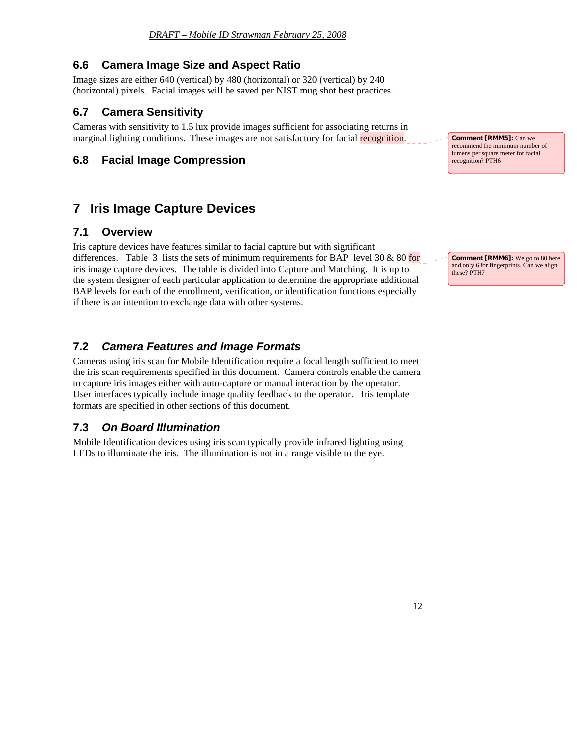## 6.6 Camera Image Size and Aspect Ratio

Image sizes are either 640 (vertical) by 480 (horizontal) or 320 (vertical) by 240 (horizontal) pixels. Facial images will be saved per NIST mug shot best practices.

## 6.7 Camera Sensitivity

Cameras with sensitivity to 1.5 lux provide images sufficient for associating returns in marginal lighting conditions. These images are not satisfactory for facial recognition.

> **Comment [RMM5]:** Can we recommend the minimum number of lumens per square meter for facial recognition? PTH6

## 6.8 Facial Image Compression

# 7 Iris Image Capture Devices

## 7.1 Overview

Iris capture devices have features similar to facial capture but with significant differences. Table 3 lists the sets of minimum requirements for BAP level 30 & 80 for iris image capture devices. The table is divided into Capture and Matching. It is up to the system designer of each particular application to determine the appropriate additional BAP levels for each of the enrollment, verification, or identification functions especially if there is an intention to exchange data with other systems.

> **Comment [RMM6]:** We go to 80 here and only 6 for fingerprints. Can we align these? PTH7

## 7.2 *Camera Features and Image Formats*

Cameras using iris scan for Mobile Identification require a focal length sufficient to meet the iris scan requirements specified in this document. Camera controls enable the camera to capture iris images either with auto-capture or manual interaction by the operator. User interfaces typically include image quality feedback to the operator. Iris template formats are specified in other sections of this document.

## 7.3 *On Board Illumination*

Mobile Identification devices using iris scan typically provide infrared lighting using LEDs to illuminate the iris. The illumination is not in a range visible to the eye.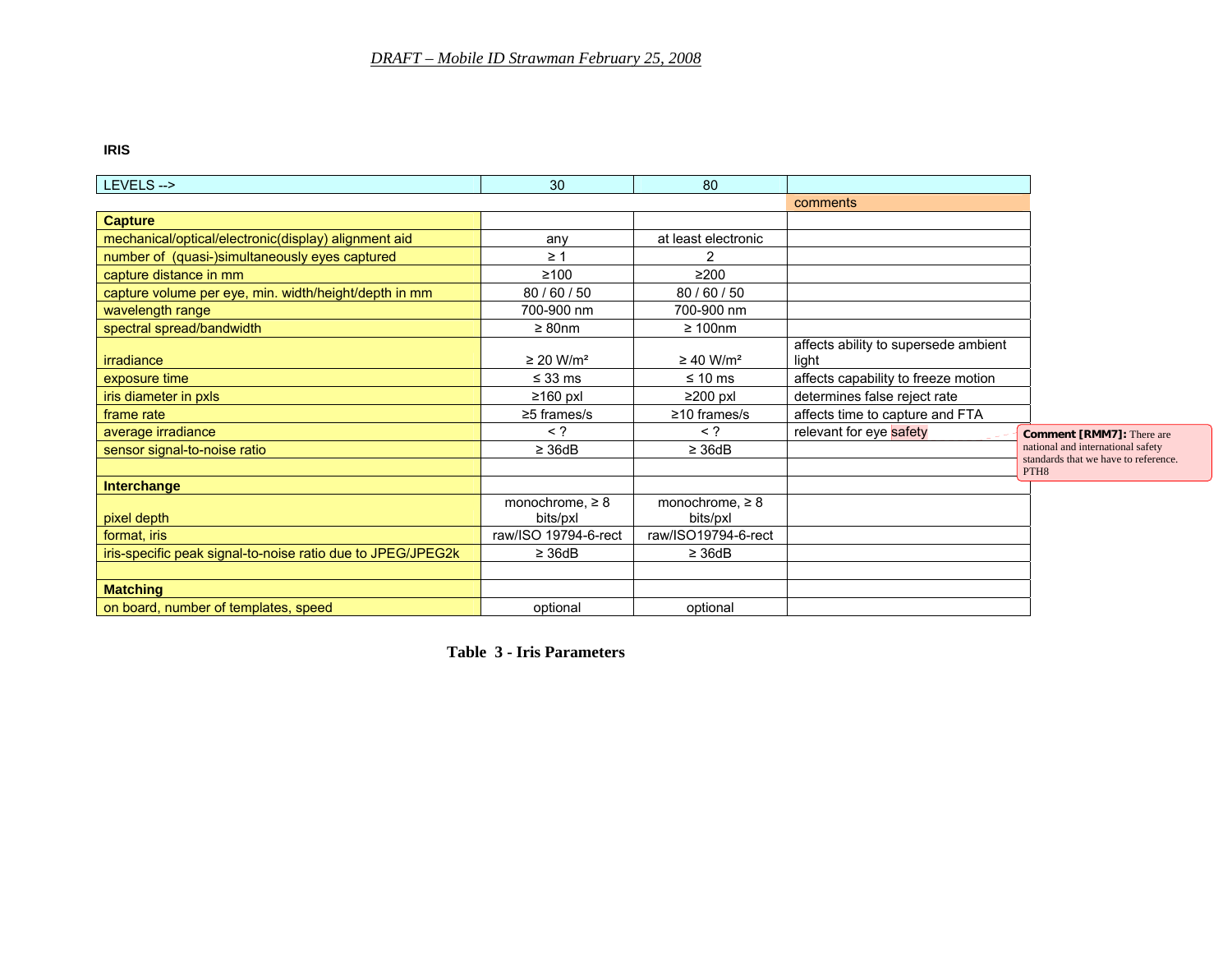**IRIS**

| LEVELS --> | 30 | 80 | |
|---|---|---|---|
| | | | comments |
| **Capture** | | | |
| mechanical/optical/electronic(display) alignment aid | any | at least electronic | |
| number of (quasi-)simultaneously eyes captured | ≥ 1 | 2 | |
| capture distance in mm | ≥100 | ≥200 | |
| capture volume per eye, min. width/height/depth in mm | 80 / 60 / 50 | 80 / 60 / 50 | |
| wavelength range | 700-900 nm | 700-900 nm | |
| spectral spread/bandwidth | ≥ 80nm | ≥ 100nm | |
| irradiance | ≥ 20 W/m² | ≥ 40 W/m² | affects ability to supersede ambient light |
| exposure time | ≤ 33 ms | ≤ 10 ms | affects capability to freeze motion |
| iris diameter in pxls | ≥160 pxl | ≥200 pxl | determines false reject rate |
| frame rate | ≥5 frames/s | ≥10 frames/s | affects time to capture and FTA |
| average irradiance | < ? | < ? | relevant for eye safety |
| sensor signal-to-noise ratio | ≥ 36dB | ≥ 36dB | |
| | | | |
| **Interchange** | | | |
| pixel depth | monochrome, ≥ 8 bits/pxl | monochrome, ≥ 8 bits/pxl | |
| format, iris | raw/ISO 19794-6-rect | raw/ISO19794-6-rect | |
| iris-specific peak signal-to-noise ratio due to JPEG/JPEG2k | ≥ 36dB | ≥ 36dB | |
| | | | |
| **Matching** | | | |
| on board, number of templates, speed | optional | optional | |

**Comment [RMM7]:** There are national and international safety standards that we have to reference. PTH8

**Table 3 - Iris Parameters**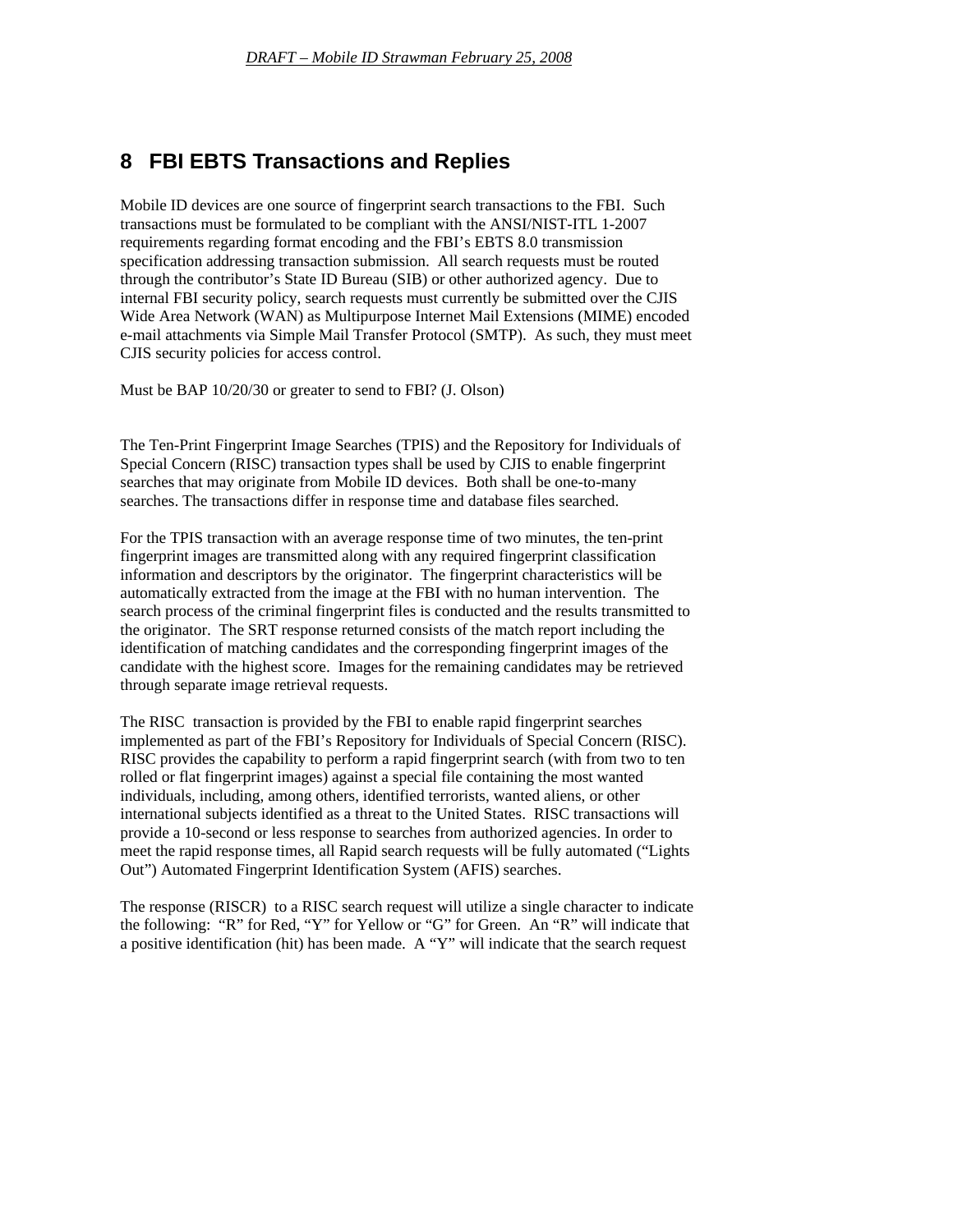# 8 FBI EBTS Transactions and Replies

Mobile ID devices are one source of fingerprint search transactions to the FBI. Such transactions must be formulated to be compliant with the ANSI/NIST-ITL 1-2007 requirements regarding format encoding and the FBI's EBTS 8.0 transmission specification addressing transaction submission. All search requests must be routed through the contributor's State ID Bureau (SIB) or other authorized agency. Due to internal FBI security policy, search requests must currently be submitted over the CJIS Wide Area Network (WAN) as Multipurpose Internet Mail Extensions (MIME) encoded e-mail attachments via Simple Mail Transfer Protocol (SMTP). As such, they must meet CJIS security policies for access control.

Must be BAP 10/20/30 or greater to send to FBI? (J. Olson)

The Ten-Print Fingerprint Image Searches (TPIS) and the Repository for Individuals of Special Concern (RISC) transaction types shall be used by CJIS to enable fingerprint searches that may originate from Mobile ID devices. Both shall be one-to-many searches. The transactions differ in response time and database files searched.

For the TPIS transaction with an average response time of two minutes, the ten-print fingerprint images are transmitted along with any required fingerprint classification information and descriptors by the originator. The fingerprint characteristics will be automatically extracted from the image at the FBI with no human intervention. The search process of the criminal fingerprint files is conducted and the results transmitted to the originator. The SRT response returned consists of the match report including the identification of matching candidates and the corresponding fingerprint images of the candidate with the highest score. Images for the remaining candidates may be retrieved through separate image retrieval requests.

The RISC transaction is provided by the FBI to enable rapid fingerprint searches implemented as part of the FBI's Repository for Individuals of Special Concern (RISC). RISC provides the capability to perform a rapid fingerprint search (with from two to ten rolled or flat fingerprint images) against a special file containing the most wanted individuals, including, among others, identified terrorists, wanted aliens, or other international subjects identified as a threat to the United States. RISC transactions will provide a 10-second or less response to searches from authorized agencies. In order to meet the rapid response times, all Rapid search requests will be fully automated ("Lights Out") Automated Fingerprint Identification System (AFIS) searches.

The response (RISCR) to a RISC search request will utilize a single character to indicate the following: "R" for Red, "Y" for Yellow or "G" for Green. An "R" will indicate that a positive identification (hit) has been made. A "Y" will indicate that the search request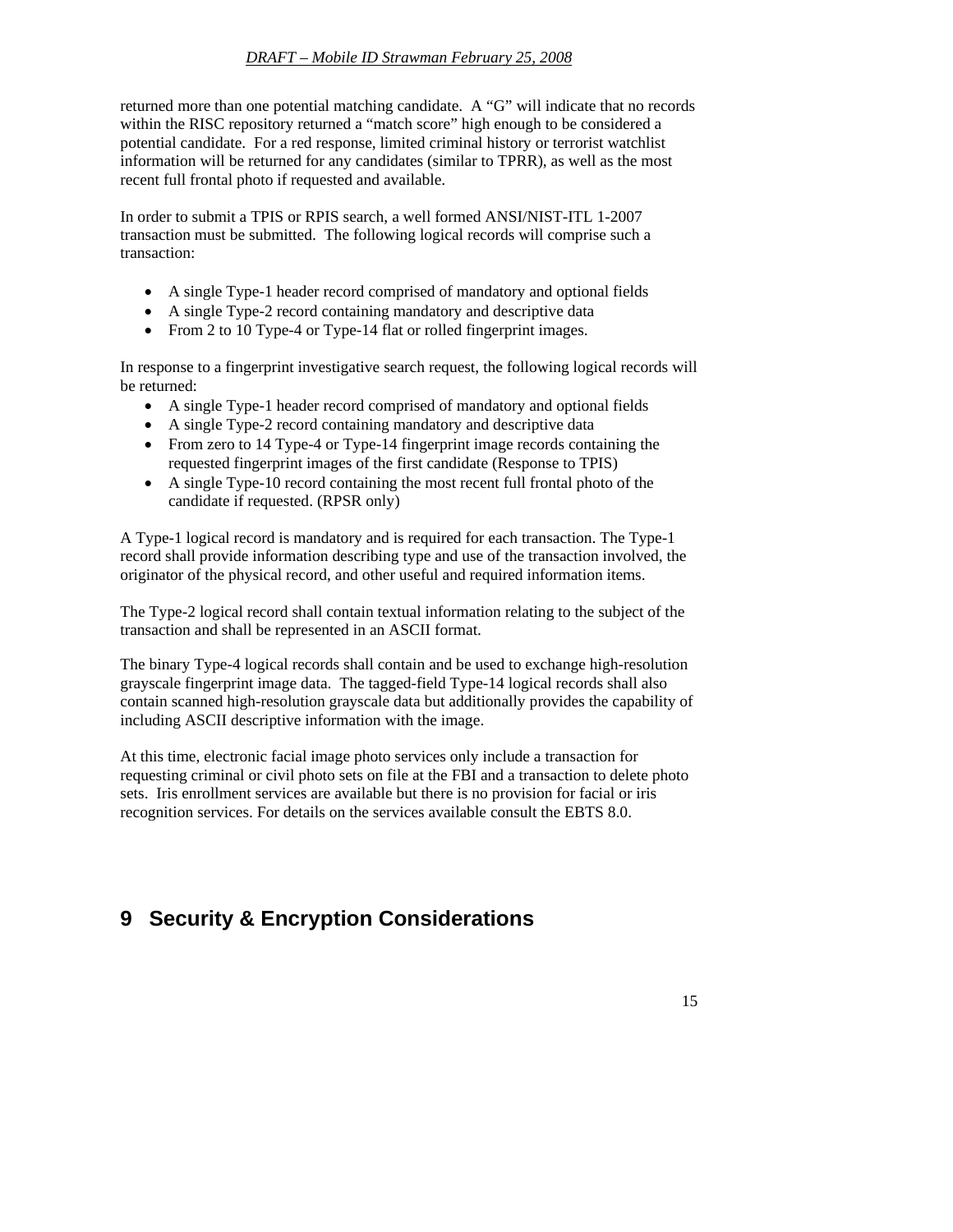returned more than one potential matching candidate. A "G" will indicate that no records within the RISC repository returned a "match score" high enough to be considered a potential candidate. For a red response, limited criminal history or terrorist watchlist information will be returned for any candidates (similar to TPRR), as well as the most recent full frontal photo if requested and available.

In order to submit a TPIS or RPIS search, a well formed ANSI/NIST-ITL 1-2007 transaction must be submitted. The following logical records will comprise such a transaction:

- A single Type-1 header record comprised of mandatory and optional fields
- A single Type-2 record containing mandatory and descriptive data
- From 2 to 10 Type-4 or Type-14 flat or rolled fingerprint images.

In response to a fingerprint investigative search request, the following logical records will be returned:

- A single Type-1 header record comprised of mandatory and optional fields
- A single Type-2 record containing mandatory and descriptive data
- From zero to 14 Type-4 or Type-14 fingerprint image records containing the requested fingerprint images of the first candidate (Response to TPIS)
- A single Type-10 record containing the most recent full frontal photo of the candidate if requested. (RPSR only)

A Type-1 logical record is mandatory and is required for each transaction. The Type-1 record shall provide information describing type and use of the transaction involved, the originator of the physical record, and other useful and required information items.

The Type-2 logical record shall contain textual information relating to the subject of the transaction and shall be represented in an ASCII format.

The binary Type-4 logical records shall contain and be used to exchange high-resolution grayscale fingerprint image data. The tagged-field Type-14 logical records shall also contain scanned high-resolution grayscale data but additionally provides the capability of including ASCII descriptive information with the image.

At this time, electronic facial image photo services only include a transaction for requesting criminal or civil photo sets on file at the FBI and a transaction to delete photo sets. Iris enrollment services are available but there is no provision for facial or iris recognition services. For details on the services available consult the EBTS 8.0.

# 9 Security & Encryption Considerations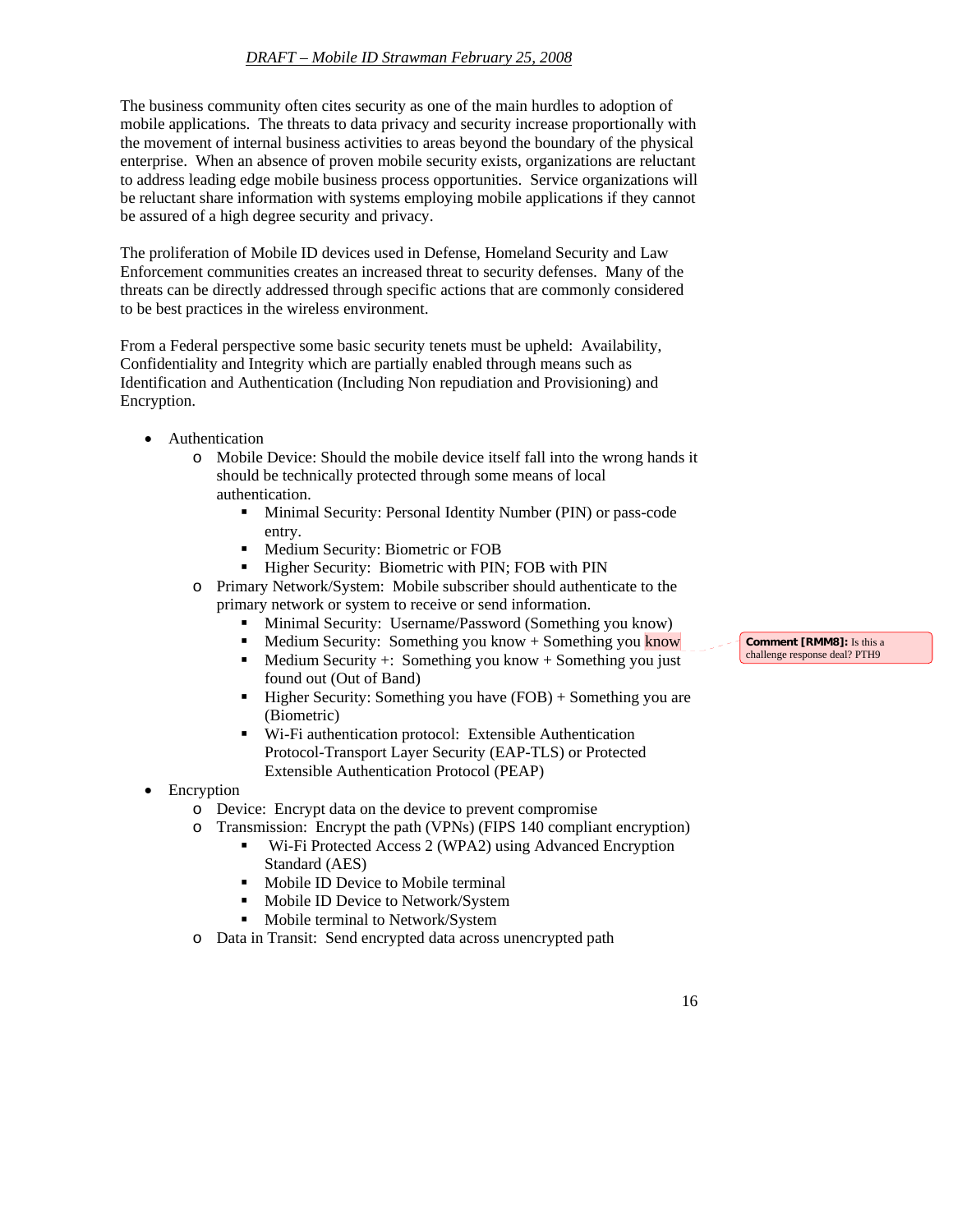The business community often cites security as one of the main hurdles to adoption of mobile applications. The threats to data privacy and security increase proportionally with the movement of internal business activities to areas beyond the boundary of the physical enterprise. When an absence of proven mobile security exists, organizations are reluctant to address leading edge mobile business process opportunities. Service organizations will be reluctant share information with systems employing mobile applications if they cannot be assured of a high degree security and privacy.

The proliferation of Mobile ID devices used in Defense, Homeland Security and Law Enforcement communities creates an increased threat to security defenses. Many of the threats can be directly addressed through specific actions that are commonly considered to be best practices in the wireless environment.

From a Federal perspective some basic security tenets must be upheld: Availability, Confidentiality and Integrity which are partially enabled through means such as Identification and Authentication (Including Non repudiation and Provisioning) and Encryption.

- Authentication
  - Mobile Device: Should the mobile device itself fall into the wrong hands it should be technically protected through some means of local authentication.
    - Minimal Security: Personal Identity Number (PIN) or pass-code entry.
    - Medium Security: Biometric or FOB
    - Higher Security: Biometric with PIN; FOB with PIN
  - Primary Network/System: Mobile subscriber should authenticate to the primary network or system to receive or send information.
    - Minimal Security: Username/Password (Something you know)
    - Medium Security: Something you know + Something you know
    - Medium Security +: Something you know + Something you just found out (Out of Band)
    - Higher Security: Something you have (FOB) + Something you are (Biometric)
    - Wi-Fi authentication protocol: Extensible Authentication Protocol-Transport Layer Security (EAP-TLS) or Protected Extensible Authentication Protocol (PEAP)
- Encryption
  - Device: Encrypt data on the device to prevent compromise
  - Transmission: Encrypt the path (VPNs) (FIPS 140 compliant encryption)
    - Wi-Fi Protected Access 2 (WPA2) using Advanced Encryption Standard (AES)
    - Mobile ID Device to Mobile terminal
    - Mobile ID Device to Network/System
    - Mobile terminal to Network/System
  - Data in Transit: Send encrypted data across unencrypted path

**Comment [RMM8]:** Is this a challenge response deal? PTH9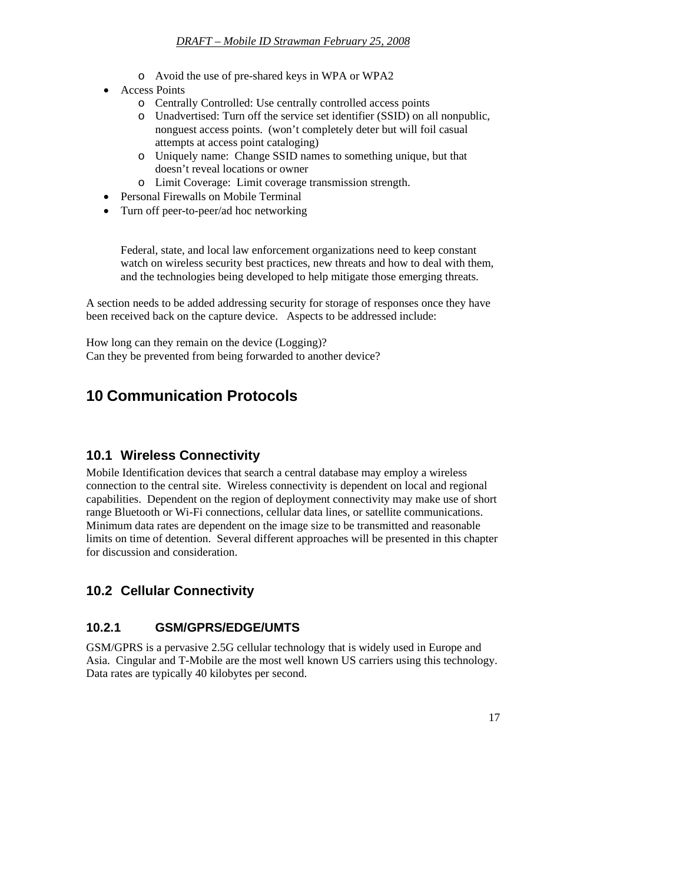- Avoid the use of pre-shared keys in WPA or WPA2
- Access Points
  - Centrally Controlled: Use centrally controlled access points
  - Unadvertised: Turn off the service set identifier (SSID) on all nonpublic, nonguest access points. (won't completely deter but will foil casual attempts at access point cataloging)
  - Uniquely name: Change SSID names to something unique, but that doesn't reveal locations or owner
  - Limit Coverage: Limit coverage transmission strength.
- Personal Firewalls on Mobile Terminal
- Turn off peer-to-peer/ad hoc networking

Federal, state, and local law enforcement organizations need to keep constant watch on wireless security best practices, new threats and how to deal with them, and the technologies being developed to help mitigate those emerging threats.

A section needs to be added addressing security for storage of responses once they have been received back on the capture device. Aspects to be addressed include:

How long can they remain on the device (Logging)?
Can they be prevented from being forwarded to another device?

# 10 Communication Protocols

## 10.1 Wireless Connectivity

Mobile Identification devices that search a central database may employ a wireless connection to the central site. Wireless connectivity is dependent on local and regional capabilities. Dependent on the region of deployment connectivity may make use of short range Bluetooth or Wi-Fi connections, cellular data lines, or satellite communications. Minimum data rates are dependent on the image size to be transmitted and reasonable limits on time of detention. Several different approaches will be presented in this chapter for discussion and consideration.

## 10.2 Cellular Connectivity

### 10.2.1 GSM/GPRS/EDGE/UMTS

GSM/GPRS is a pervasive 2.5G cellular technology that is widely used in Europe and Asia. Cingular and T-Mobile are the most well known US carriers using this technology. Data rates are typically 40 kilobytes per second.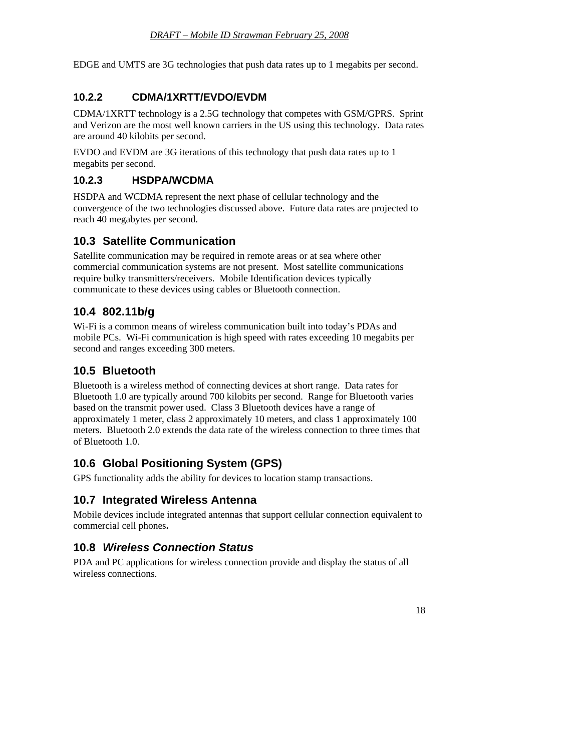EDGE and UMTS are 3G technologies that push data rates up to 1 megabits per second.

#### 10.2.2 CDMA/1XRTT/EVDO/EVDM

CDMA/1XRTT technology is a 2.5G technology that competes with GSM/GPRS. Sprint and Verizon are the most well known carriers in the US using this technology. Data rates are around 40 kilobits per second.

EVDO and EVDM are 3G iterations of this technology that push data rates up to 1 megabits per second.

#### 10.2.3 HSDPA/WCDMA

HSDPA and WCDMA represent the next phase of cellular technology and the convergence of the two technologies discussed above. Future data rates are projected to reach 40 megabytes per second.

### 10.3 Satellite Communication

Satellite communication may be required in remote areas or at sea where other commercial communication systems are not present. Most satellite communications require bulky transmitters/receivers. Mobile Identification devices typically communicate to these devices using cables or Bluetooth connection.

### 10.4 802.11b/g

Wi-Fi is a common means of wireless communication built into today's PDAs and mobile PCs. Wi-Fi communication is high speed with rates exceeding 10 megabits per second and ranges exceeding 300 meters.

### 10.5 Bluetooth

Bluetooth is a wireless method of connecting devices at short range. Data rates for Bluetooth 1.0 are typically around 700 kilobits per second. Range for Bluetooth varies based on the transmit power used. Class 3 Bluetooth devices have a range of approximately 1 meter, class 2 approximately 10 meters, and class 1 approximately 100 meters. Bluetooth 2.0 extends the data rate of the wireless connection to three times that of Bluetooth 1.0.

### 10.6 Global Positioning System (GPS)

GPS functionality adds the ability for devices to location stamp transactions.

### 10.7 Integrated Wireless Antenna

Mobile devices include integrated antennas that support cellular connection equivalent to commercial cell phones**.**

### 10.8 *Wireless Connection Status*

PDA and PC applications for wireless connection provide and display the status of all wireless connections.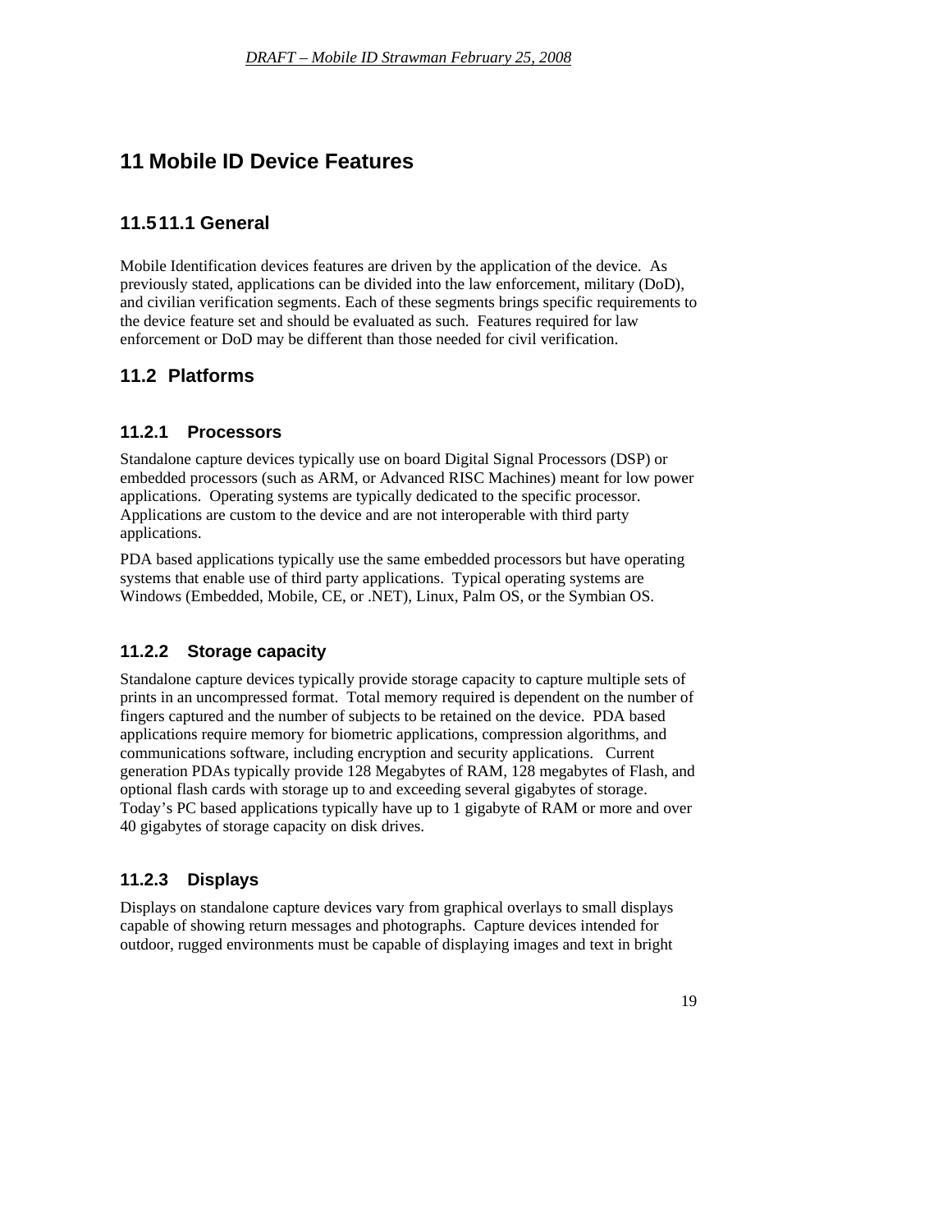# 11 Mobile ID Device Features

## 11.5 11.1 General

Mobile Identification devices features are driven by the application of the device. As previously stated, applications can be divided into the law enforcement, military (DoD), and civilian verification segments. Each of these segments brings specific requirements to the device feature set and should be evaluated as such. Features required for law enforcement or DoD may be different than those needed for civil verification.

## 11.2 Platforms

### 11.2.1 Processors

Standalone capture devices typically use on board Digital Signal Processors (DSP) or embedded processors (such as ARM, or Advanced RISC Machines) meant for low power applications. Operating systems are typically dedicated to the specific processor. Applications are custom to the device and are not interoperable with third party applications.

PDA based applications typically use the same embedded processors but have operating systems that enable use of third party applications. Typical operating systems are Windows (Embedded, Mobile, CE, or .NET), Linux, Palm OS, or the Symbian OS.

### 11.2.2 Storage capacity

Standalone capture devices typically provide storage capacity to capture multiple sets of prints in an uncompressed format. Total memory required is dependent on the number of fingers captured and the number of subjects to be retained on the device. PDA based applications require memory for biometric applications, compression algorithms, and communications software, including encryption and security applications. Current generation PDAs typically provide 128 Megabytes of RAM, 128 megabytes of Flash, and optional flash cards with storage up to and exceeding several gigabytes of storage. Today's PC based applications typically have up to 1 gigabyte of RAM or more and over 40 gigabytes of storage capacity on disk drives.

### 11.2.3 Displays

Displays on standalone capture devices vary from graphical overlays to small displays capable of showing return messages and photographs. Capture devices intended for outdoor, rugged environments must be capable of displaying images and text in bright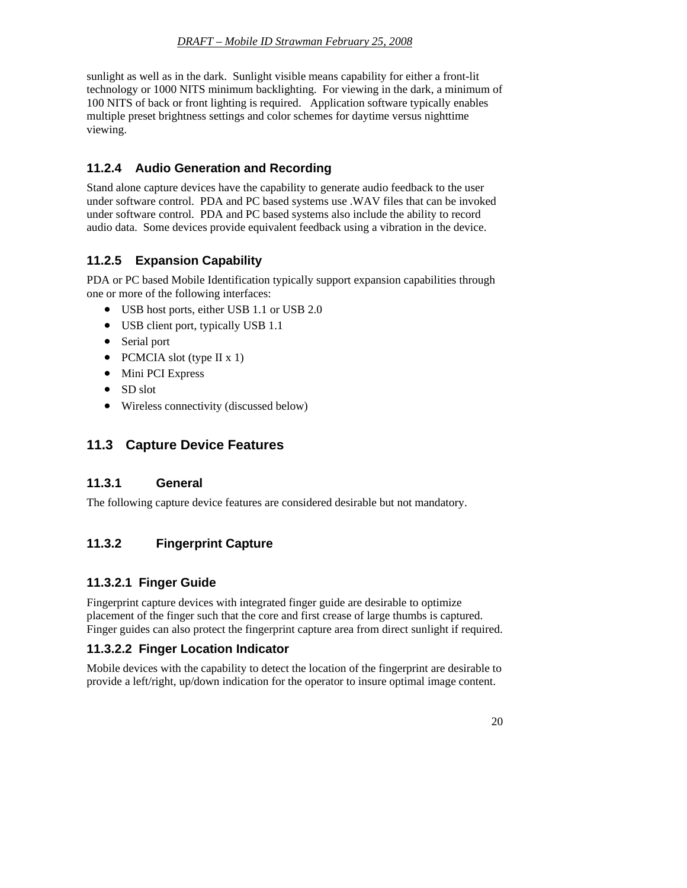sunlight as well as in the dark. Sunlight visible means capability for either a front-lit technology or 1000 NITS minimum backlighting. For viewing in the dark, a minimum of 100 NITS of back or front lighting is required. Application software typically enables multiple preset brightness settings and color schemes for daytime versus nighttime viewing.

### 11.2.4 Audio Generation and Recording

Stand alone capture devices have the capability to generate audio feedback to the user under software control. PDA and PC based systems use .WAV files that can be invoked under software control. PDA and PC based systems also include the ability to record audio data. Some devices provide equivalent feedback using a vibration in the device.

### 11.2.5 Expansion Capability

PDA or PC based Mobile Identification typically support expansion capabilities through one or more of the following interfaces:

- USB host ports, either USB 1.1 or USB 2.0
- USB client port, typically USB 1.1
- Serial port
- PCMCIA slot (type II x 1)
- Mini PCI Express
- SD slot
- Wireless connectivity (discussed below)

## 11.3 Capture Device Features

### 11.3.1 General

The following capture device features are considered desirable but not mandatory.

### 11.3.2 Fingerprint Capture

#### 11.3.2.1 Finger Guide

Fingerprint capture devices with integrated finger guide are desirable to optimize placement of the finger such that the core and first crease of large thumbs is captured. Finger guides can also protect the fingerprint capture area from direct sunlight if required.

#### 11.3.2.2 Finger Location Indicator

Mobile devices with the capability to detect the location of the fingerprint are desirable to provide a left/right, up/down indication for the operator to insure optimal image content.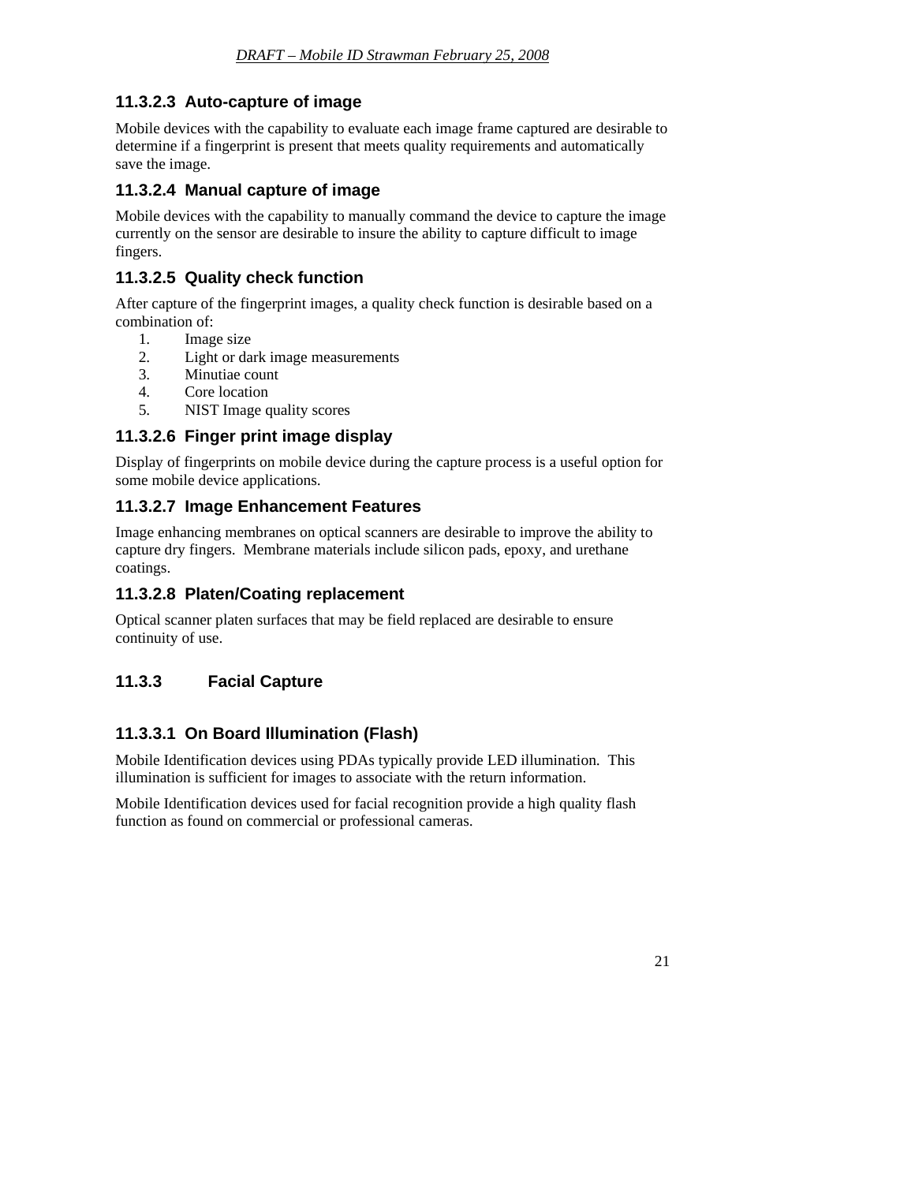### 11.3.2.3 Auto-capture of image

Mobile devices with the capability to evaluate each image frame captured are desirable to determine if a fingerprint is present that meets quality requirements and automatically save the image.

### 11.3.2.4 Manual capture of image

Mobile devices with the capability to manually command the device to capture the image currently on the sensor are desirable to insure the ability to capture difficult to image fingers.

### 11.3.2.5 Quality check function

After capture of the fingerprint images, a quality check function is desirable based on a combination of:

1. Image size
2. Light or dark image measurements
3. Minutiae count
4. Core location
5. NIST Image quality scores

### 11.3.2.6 Finger print image display

Display of fingerprints on mobile device during the capture process is a useful option for some mobile device applications.

### 11.3.2.7 Image Enhancement Features

Image enhancing membranes on optical scanners are desirable to improve the ability to capture dry fingers. Membrane materials include silicon pads, epoxy, and urethane coatings.

### 11.3.2.8 Platen/Coating replacement

Optical scanner platen surfaces that may be field replaced are desirable to ensure continuity of use.

## 11.3.3 Facial Capture

### 11.3.3.1 On Board Illumination (Flash)

Mobile Identification devices using PDAs typically provide LED illumination. This illumination is sufficient for images to associate with the return information.

Mobile Identification devices used for facial recognition provide a high quality flash function as found on commercial or professional cameras.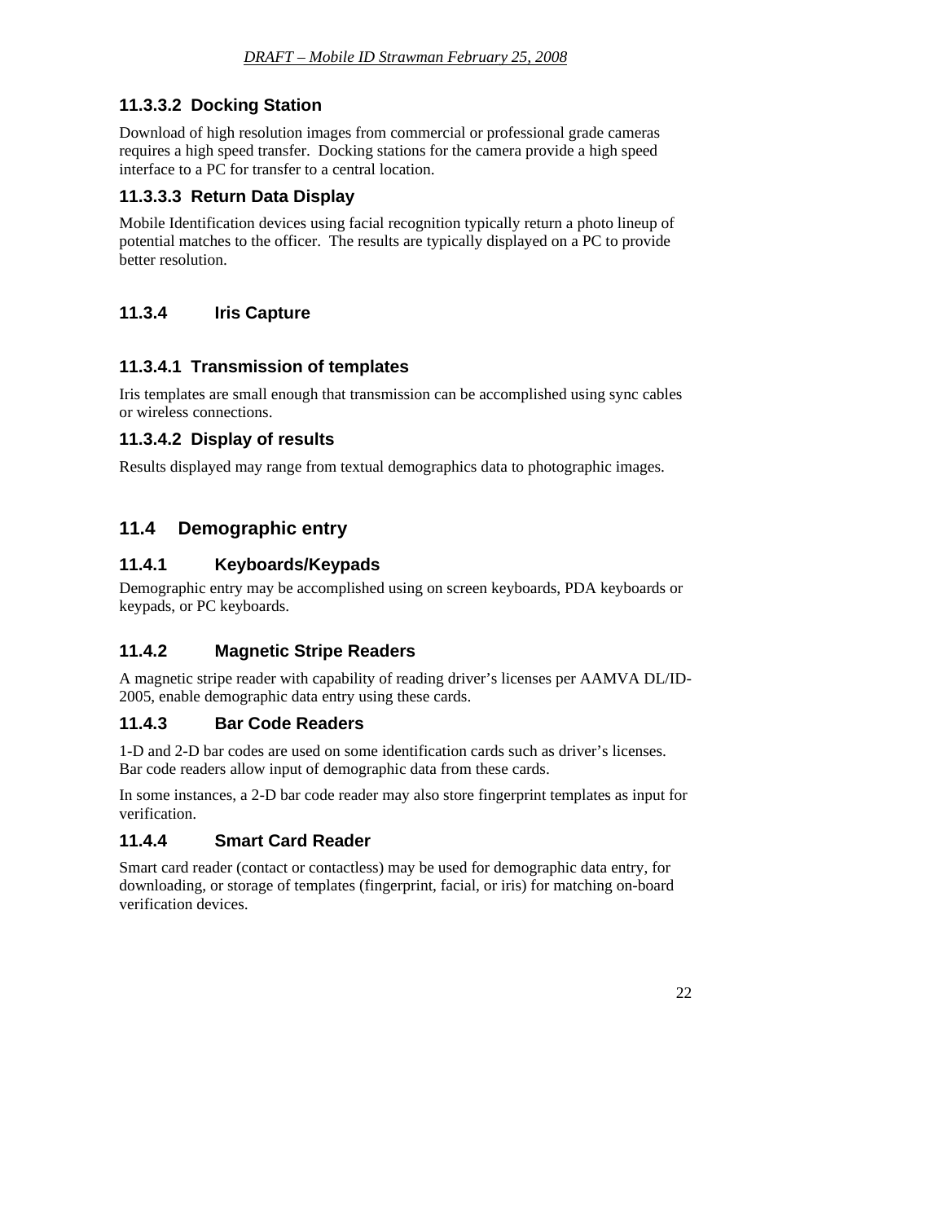#### 11.3.3.2 Docking Station

Download of high resolution images from commercial or professional grade cameras requires a high speed transfer. Docking stations for the camera provide a high speed interface to a PC for transfer to a central location.

#### 11.3.3.3 Return Data Display

Mobile Identification devices using facial recognition typically return a photo lineup of potential matches to the officer. The results are typically displayed on a PC to provide better resolution.

### 11.3.4 Iris Capture

#### 11.3.4.1 Transmission of templates

Iris templates are small enough that transmission can be accomplished using sync cables or wireless connections.

#### 11.3.4.2 Display of results

Results displayed may range from textual demographics data to photographic images.

## 11.4 Demographic entry

### 11.4.1 Keyboards/Keypads

Demographic entry may be accomplished using on screen keyboards, PDA keyboards or keypads, or PC keyboards.

### 11.4.2 Magnetic Stripe Readers

A magnetic stripe reader with capability of reading driver's licenses per AAMVA DL/ID-2005, enable demographic data entry using these cards.

### 11.4.3 Bar Code Readers

1-D and 2-D bar codes are used on some identification cards such as driver's licenses. Bar code readers allow input of demographic data from these cards.

In some instances, a 2-D bar code reader may also store fingerprint templates as input for verification.

### 11.4.4 Smart Card Reader

Smart card reader (contact or contactless) may be used for demographic data entry, for downloading, or storage of templates (fingerprint, facial, or iris) for matching on-board verification devices.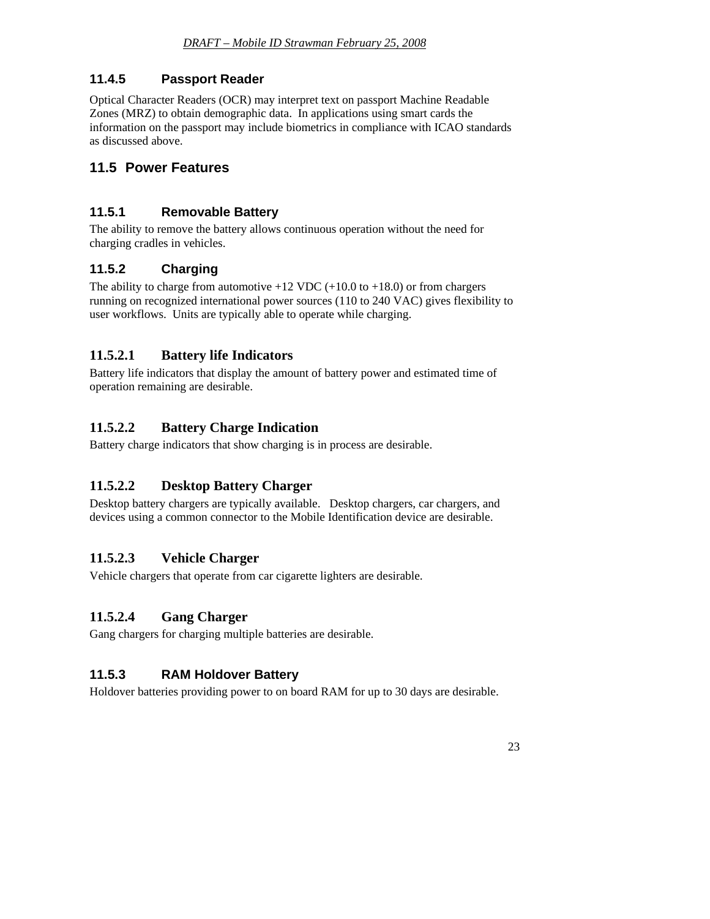### 11.4.5 Passport Reader

Optical Character Readers (OCR) may interpret text on passport Machine Readable Zones (MRZ) to obtain demographic data. In applications using smart cards the information on the passport may include biometrics in compliance with ICAO standards as discussed above.

## 11.5 Power Features

### 11.5.1 Removable Battery

The ability to remove the battery allows continuous operation without the need for charging cradles in vehicles.

### 11.5.2 Charging

The ability to charge from automotive +12 VDC (+10.0 to +18.0) or from chargers running on recognized international power sources (110 to 240 VAC) gives flexibility to user workflows. Units are typically able to operate while charging.

#### 11.5.2.1 Battery life Indicators

Battery life indicators that display the amount of battery power and estimated time of operation remaining are desirable.

#### 11.5.2.2 Battery Charge Indication

Battery charge indicators that show charging is in process are desirable.

#### 11.5.2.2 Desktop Battery Charger

Desktop battery chargers are typically available. Desktop chargers, car chargers, and devices using a common connector to the Mobile Identification device are desirable.

#### 11.5.2.3 Vehicle Charger

Vehicle chargers that operate from car cigarette lighters are desirable.

#### 11.5.2.4 Gang Charger

Gang chargers for charging multiple batteries are desirable.

### 11.5.3 RAM Holdover Battery

Holdover batteries providing power to on board RAM for up to 30 days are desirable.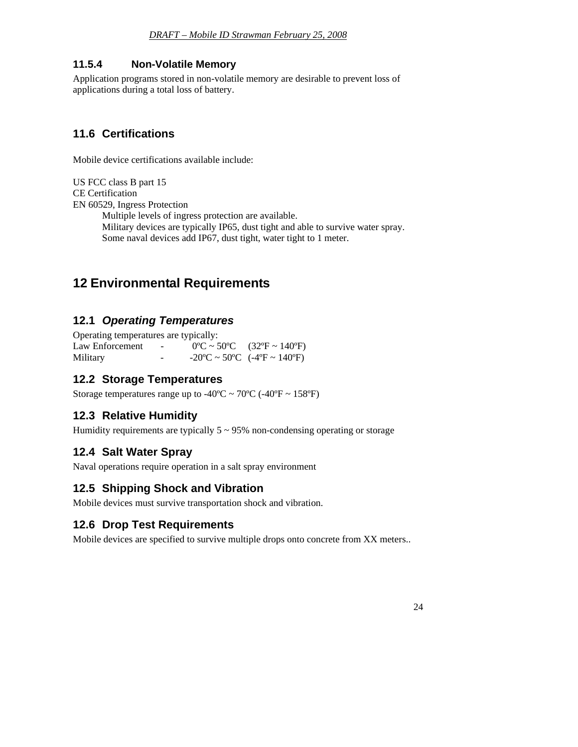#### 11.5.4 Non-Volatile Memory

Application programs stored in non-volatile memory are desirable to prevent loss of applications during a total loss of battery.

### 11.6 Certifications

Mobile device certifications available include:

US FCC class B part 15
CE Certification
EN 60529, Ingress Protection

- Multiple levels of ingress protection are available.
- Military devices are typically IP65, dust tight and able to survive water spray.
- Some naval devices add IP67, dust tight, water tight to 1 meter.

## 12 Environmental Requirements

### 12.1 *Operating Temperatures*

Operating temperatures are typically:

| | | | |
|---|---|---|---|
| Law Enforcement | - | 0ºC ~ 50ºC | (32ºF ~ 140ºF) |
| Military | - | -20ºC ~ 50ºC | (-4ºF ~ 140ºF) |

### 12.2 Storage Temperatures

Storage temperatures range up to -40ºC ~ 70ºC (-40ºF ~ 158ºF)

### 12.3 Relative Humidity

Humidity requirements are typically 5 ~ 95% non-condensing operating or storage

### 12.4 Salt Water Spray

Naval operations require operation in a salt spray environment

### 12.5 Shipping Shock and Vibration

Mobile devices must survive transportation shock and vibration.

### 12.6 Drop Test Requirements

Mobile devices are specified to survive multiple drops onto concrete from XX meters..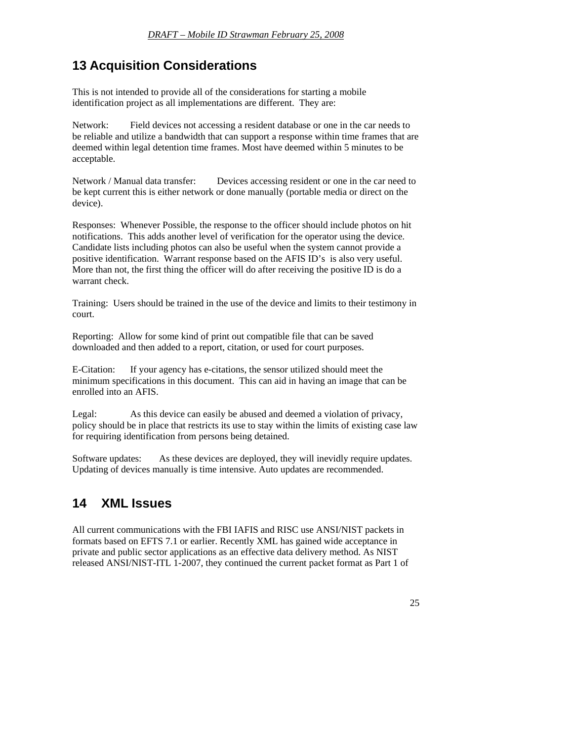## 13 Acquisition Considerations

This is not intended to provide all of the considerations for starting a mobile identification project as all implementations are different. They are:

Network: Field devices not accessing a resident database or one in the car needs to be reliable and utilize a bandwidth that can support a response within time frames that are deemed within legal detention time frames. Most have deemed within 5 minutes to be acceptable.

Network / Manual data transfer: Devices accessing resident or one in the car need to be kept current this is either network or done manually (portable media or direct on the device).

Responses: Whenever Possible, the response to the officer should include photos on hit notifications. This adds another level of verification for the operator using the device. Candidate lists including photos can also be useful when the system cannot provide a positive identification. Warrant response based on the AFIS ID's is also very useful. More than not, the first thing the officer will do after receiving the positive ID is do a warrant check.

Training: Users should be trained in the use of the device and limits to their testimony in court.

Reporting: Allow for some kind of print out compatible file that can be saved downloaded and then added to a report, citation, or used for court purposes.

E-Citation: If your agency has e-citations, the sensor utilized should meet the minimum specifications in this document. This can aid in having an image that can be enrolled into an AFIS.

Legal: As this device can easily be abused and deemed a violation of privacy, policy should be in place that restricts its use to stay within the limits of existing case law for requiring identification from persons being detained.

Software updates: As these devices are deployed, they will inevidly require updates. Updating of devices manually is time intensive. Auto updates are recommended.

## 14 XML Issues

All current communications with the FBI IAFIS and RISC use ANSI/NIST packets in formats based on EFTS 7.1 or earlier. Recently XML has gained wide acceptance in private and public sector applications as an effective data delivery method. As NIST released ANSI/NIST-ITL 1-2007, they continued the current packet format as Part 1 of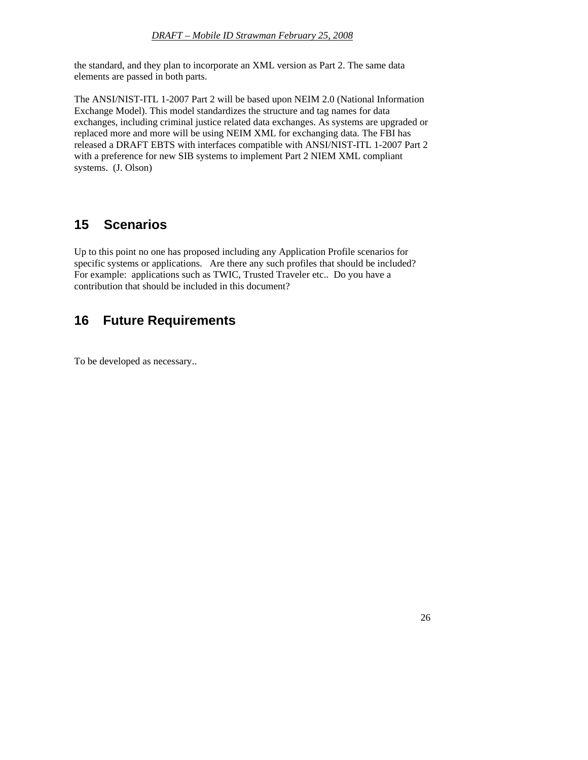the standard, and they plan to incorporate an XML version as Part 2. The same data elements are passed in both parts.

The ANSI/NIST-ITL 1-2007 Part 2 will be based upon NEIM 2.0 (National Information Exchange Model). This model standardizes the structure and tag names for data exchanges, including criminal justice related data exchanges. As systems are upgraded or replaced more and more will be using NEIM XML for exchanging data. The FBI has released a DRAFT EBTS with interfaces compatible with ANSI/NIST-ITL 1-2007 Part 2 with a preference for new SIB systems to implement Part 2 NIEM XML compliant systems. (J. Olson)

# 15 Scenarios

Up to this point no one has proposed including any Application Profile scenarios for specific systems or applications. Are there any such profiles that should be included? For example: applications such as TWIC, Trusted Traveler etc.. Do you have a contribution that should be included in this document?

# 16 Future Requirements

To be developed as necessary..